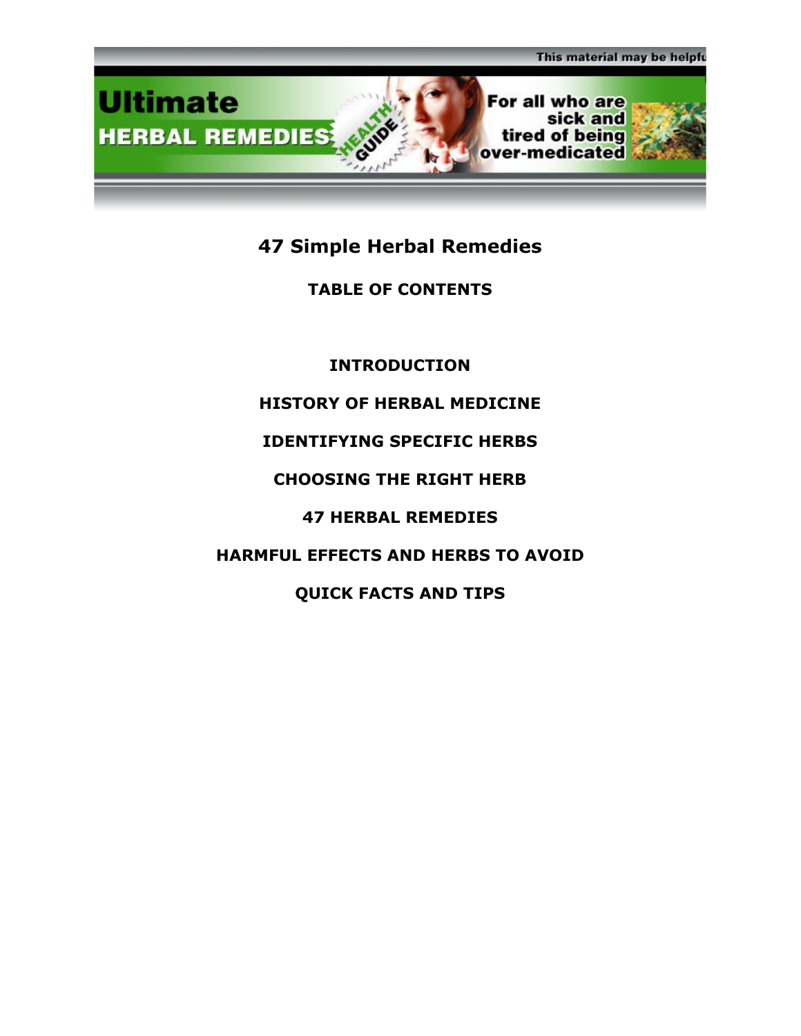This material may be helpfu

# Ultimate HERBAL REMEDIES

HEALTH GUIDE

For all who are sick and tired of being over-medicated

## 47 Simple Herbal Remedies

### TABLE OF CONTENTS

**INTRODUCTION**

**HISTORY OF HERBAL MEDICINE**

**IDENTIFYING SPECIFIC HERBS**

**CHOOSING THE RIGHT HERB**

**47 HERBAL REMEDIES**

**HARMFUL EFFECTS AND HERBS TO AVOID**

**QUICK FACTS AND TIPS**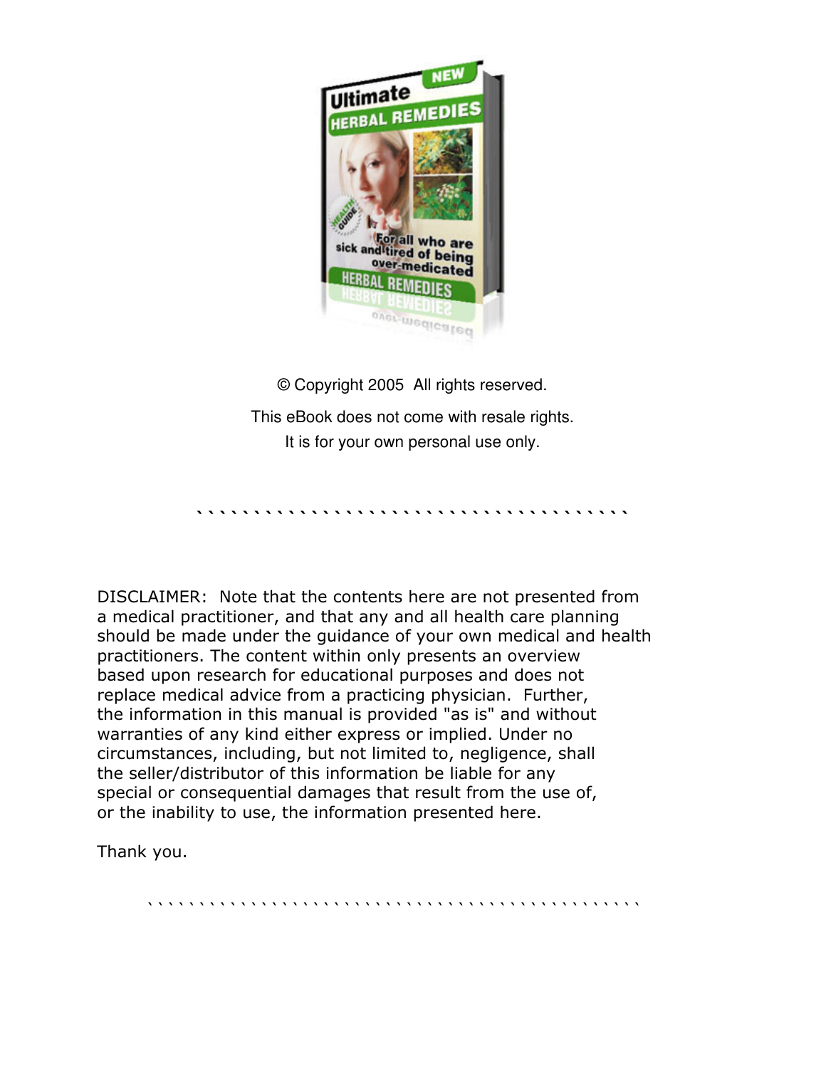© Copyright 2005 All rights reserved.

This eBook does not come with resale rights.
It is for your own personal use only.

DISCLAIMER: Note that the contents here are not presented from a medical practitioner, and that any and all health care planning should be made under the guidance of your own medical and health practitioners. The content within only presents an overview based upon research for educational purposes and does not replace medical advice from a practicing physician. Further, the information in this manual is provided "as is" and without warranties of any kind either express or implied. Under no circumstances, including, but not limited to, negligence, shall the seller/distributor of this information be liable for any special or consequential damages that result from the use of, or the inability to use, the information presented here.

Thank you.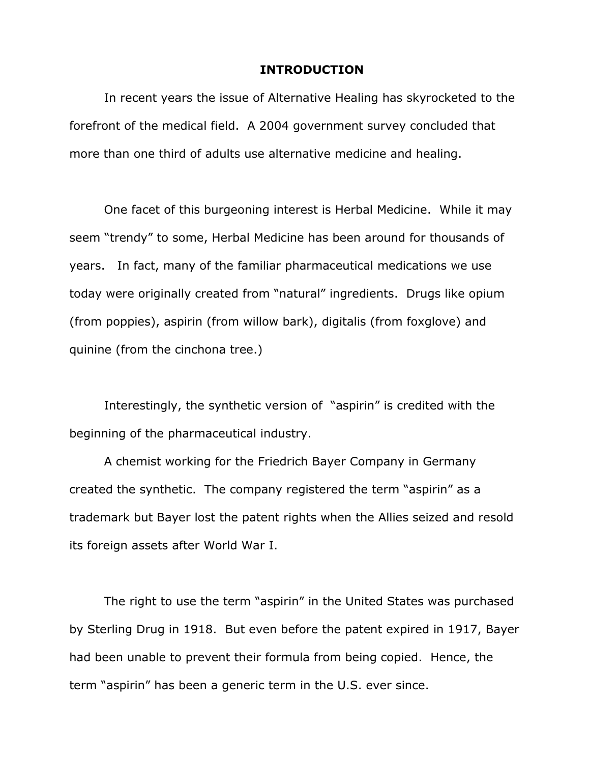# INTRODUCTION

In recent years the issue of Alternative Healing has skyrocketed to the forefront of the medical field. A 2004 government survey concluded that more than one third of adults use alternative medicine and healing.

One facet of this burgeoning interest is Herbal Medicine. While it may seem "trendy" to some, Herbal Medicine has been around for thousands of years. In fact, many of the familiar pharmaceutical medications we use today were originally created from "natural" ingredients. Drugs like opium (from poppies), aspirin (from willow bark), digitalis (from foxglove) and quinine (from the cinchona tree.)

Interestingly, the synthetic version of "aspirin" is credited with the beginning of the pharmaceutical industry.

A chemist working for the Friedrich Bayer Company in Germany created the synthetic. The company registered the term "aspirin" as a trademark but Bayer lost the patent rights when the Allies seized and resold its foreign assets after World War I.

The right to use the term "aspirin" in the United States was purchased by Sterling Drug in 1918. But even before the patent expired in 1917, Bayer had been unable to prevent their formula from being copied. Hence, the term "aspirin" has been a generic term in the U.S. ever since.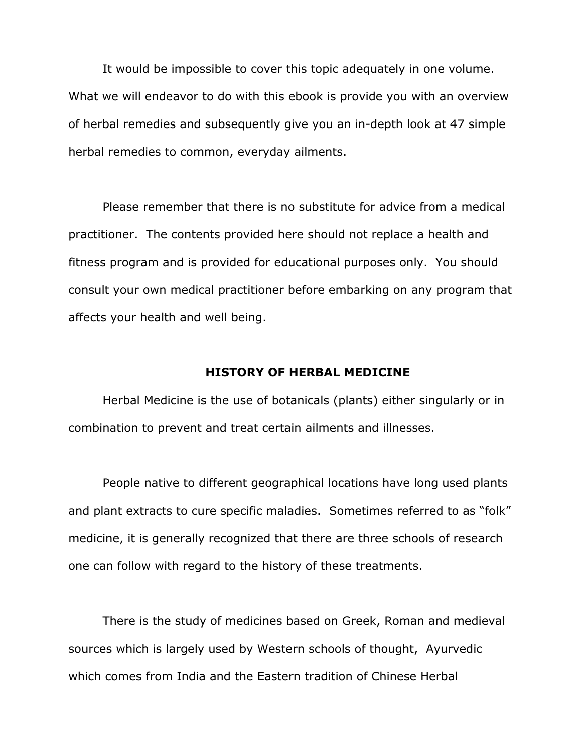It would be impossible to cover this topic adequately in one volume. What we will endeavor to do with this ebook is provide you with an overview of herbal remedies and subsequently give you an in-depth look at 47 simple herbal remedies to common, everyday ailments.

Please remember that there is no substitute for advice from a medical practitioner. The contents provided here should not replace a health and fitness program and is provided for educational purposes only. You should consult your own medical practitioner before embarking on any program that affects your health and well being.

## HISTORY OF HERBAL MEDICINE

Herbal Medicine is the use of botanicals (plants) either singularly or in combination to prevent and treat certain ailments and illnesses.

People native to different geographical locations have long used plants and plant extracts to cure specific maladies. Sometimes referred to as "folk" medicine, it is generally recognized that there are three schools of research one can follow with regard to the history of these treatments.

There is the study of medicines based on Greek, Roman and medieval sources which is largely used by Western schools of thought, Ayurvedic which comes from India and the Eastern tradition of Chinese Herbal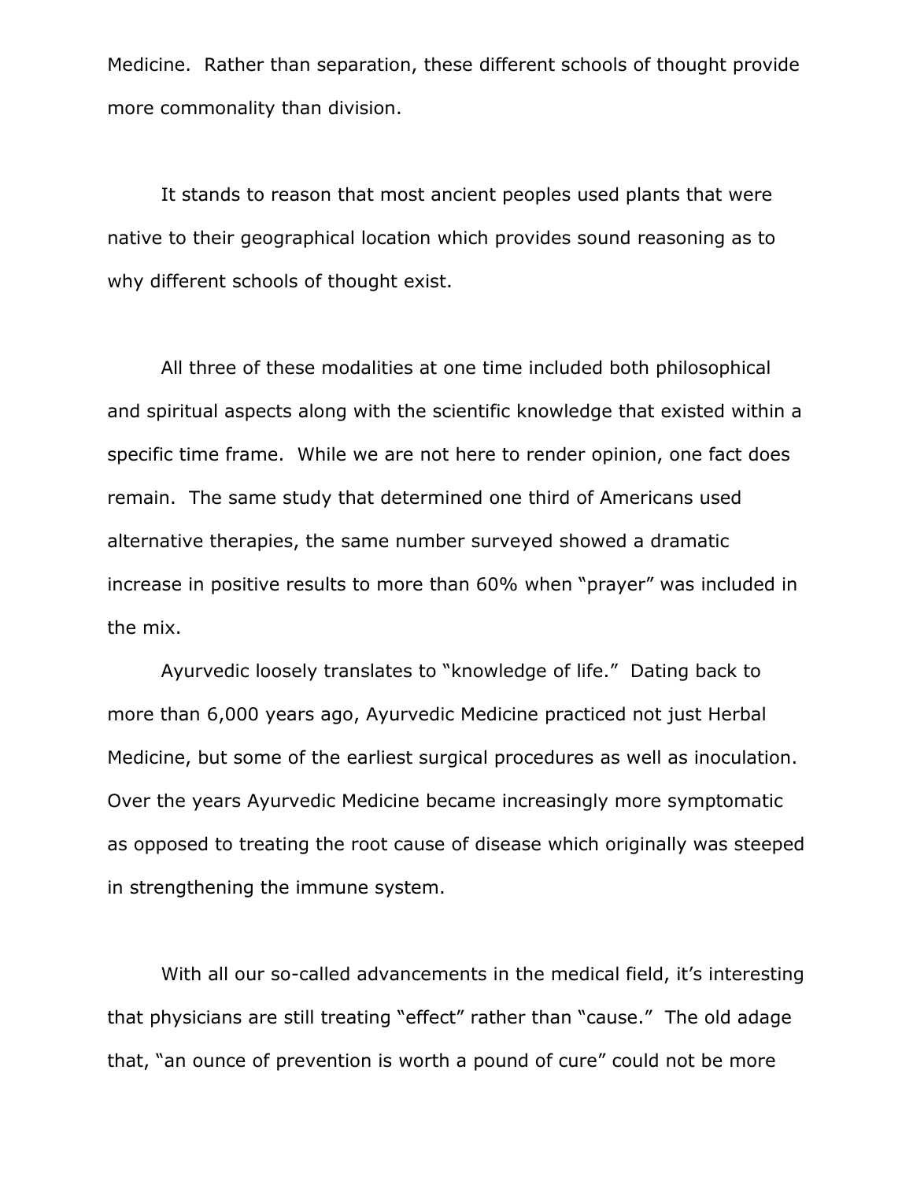Medicine. Rather than separation, these different schools of thought provide more commonality than division.

It stands to reason that most ancient peoples used plants that were native to their geographical location which provides sound reasoning as to why different schools of thought exist.

All three of these modalities at one time included both philosophical and spiritual aspects along with the scientific knowledge that existed within a specific time frame. While we are not here to render opinion, one fact does remain. The same study that determined one third of Americans used alternative therapies, the same number surveyed showed a dramatic increase in positive results to more than 60% when "prayer" was included in the mix.

Ayurvedic loosely translates to "knowledge of life." Dating back to more than 6,000 years ago, Ayurvedic Medicine practiced not just Herbal Medicine, but some of the earliest surgical procedures as well as inoculation. Over the years Ayurvedic Medicine became increasingly more symptomatic as opposed to treating the root cause of disease which originally was steeped in strengthening the immune system.

With all our so-called advancements in the medical field, it's interesting that physicians are still treating "effect" rather than "cause." The old adage that, "an ounce of prevention is worth a pound of cure" could not be more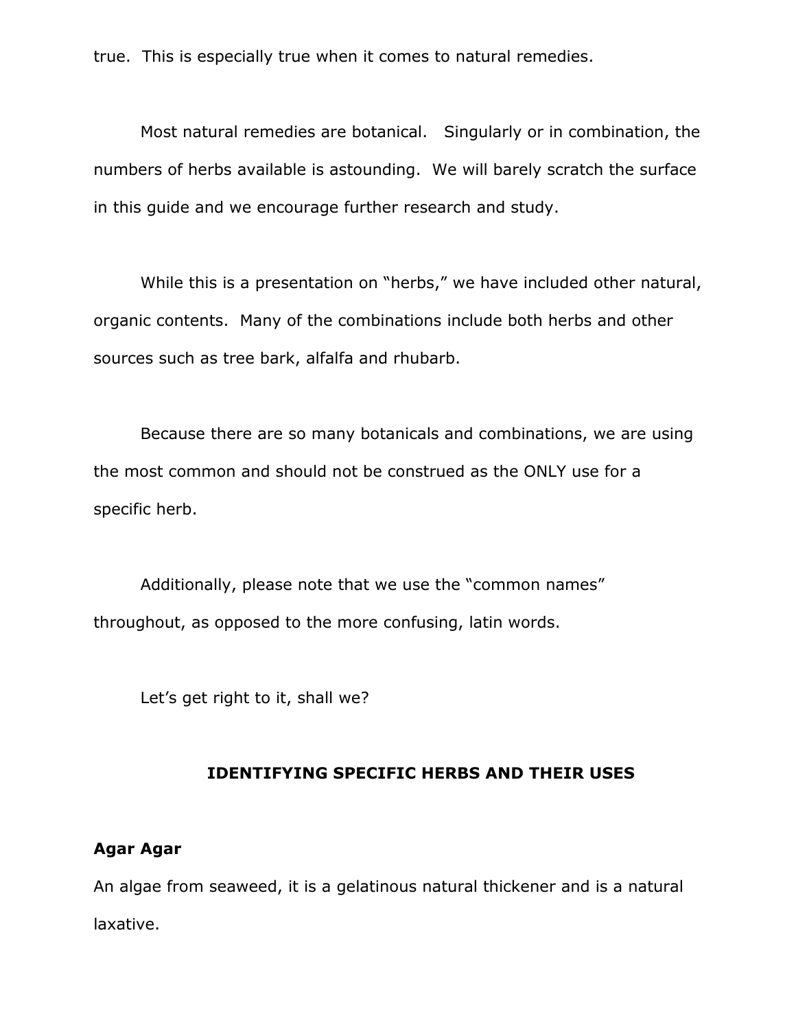true. This is especially true when it comes to natural remedies.

Most natural remedies are botanical. Singularly or in combination, the numbers of herbs available is astounding. We will barely scratch the surface in this guide and we encourage further research and study.

While this is a presentation on "herbs," we have included other natural, organic contents. Many of the combinations include both herbs and other sources such as tree bark, alfalfa and rhubarb.

Because there are so many botanicals and combinations, we are using the most common and should not be construed as the ONLY use for a specific herb.

Additionally, please note that we use the "common names" throughout, as opposed to the more confusing, latin words.

Let's get right to it, shall we?

## IDENTIFYING SPECIFIC HERBS AND THEIR USES

**Agar Agar**

An algae from seaweed, it is a gelatinous natural thickener and is a natural laxative.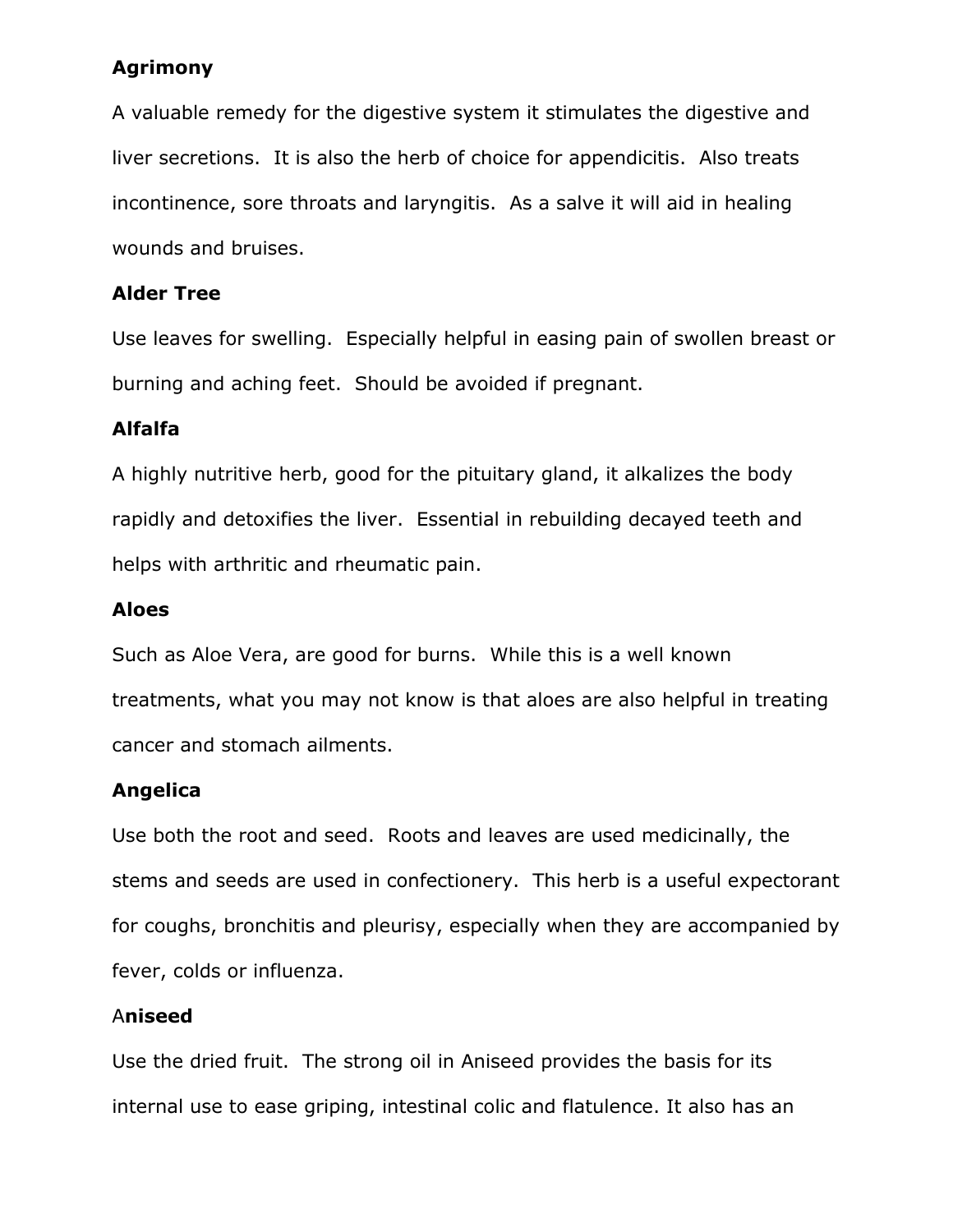**Agrimony**

A valuable remedy for the digestive system it stimulates the digestive and liver secretions. It is also the herb of choice for appendicitis. Also treats incontinence, sore throats and laryngitis. As a salve it will aid in healing wounds and bruises.

**Alder Tree**

Use leaves for swelling. Especially helpful in easing pain of swollen breast or burning and aching feet. Should be avoided if pregnant.

**Alfalfa**

A highly nutritive herb, good for the pituitary gland, it alkalizes the body rapidly and detoxifies the liver. Essential in rebuilding decayed teeth and helps with arthritic and rheumatic pain.

**Aloes**

Such as Aloe Vera, are good for burns. While this is a well known treatments, what you may not know is that aloes are also helpful in treating cancer and stomach ailments.

**Angelica**

Use both the root and seed. Roots and leaves are used medicinally, the stems and seeds are used in confectionery. This herb is a useful expectorant for coughs, bronchitis and pleurisy, especially when they are accompanied by fever, colds or influenza.

A**niseed**

Use the dried fruit. The strong oil in Aniseed provides the basis for its internal use to ease griping, intestinal colic and flatulence. It also has an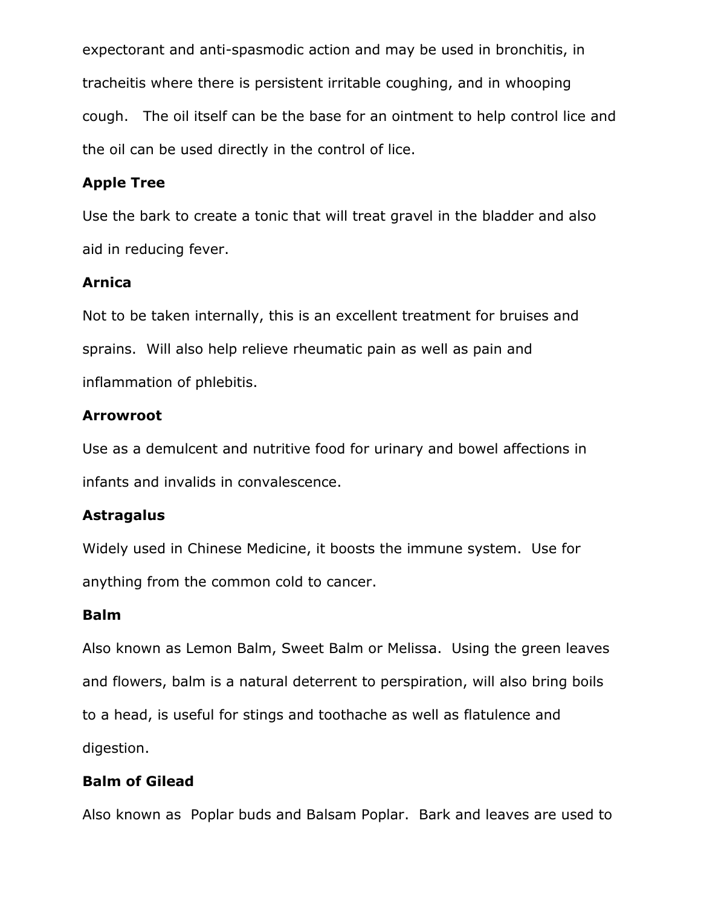expectorant and anti-spasmodic action and may be used in bronchitis, in tracheitis where there is persistent irritable coughing, and in whooping cough.  The oil itself can be the base for an ointment to help control lice and the oil can be used directly in the control of lice.

**Apple Tree**

Use the bark to create a tonic that will treat gravel in the bladder and also aid in reducing fever.

**Arnica**

Not to be taken internally, this is an excellent treatment for bruises and sprains.  Will also help relieve rheumatic pain as well as pain and inflammation of phlebitis.

**Arrowroot**

Use as a demulcent and nutritive food for urinary and bowel affections in infants and invalids in convalescence.

**Astragalus**

Widely used in Chinese Medicine, it boosts the immune system.  Use for anything from the common cold to cancer.

**Balm**

Also known as Lemon Balm, Sweet Balm or Melissa.  Using the green leaves and flowers, balm is a natural deterrent to perspiration, will also bring boils to a head, is useful for stings and toothache as well as flatulence and digestion.

**Balm of Gilead**

Also known as  Poplar buds and Balsam Poplar.  Bark and leaves are used to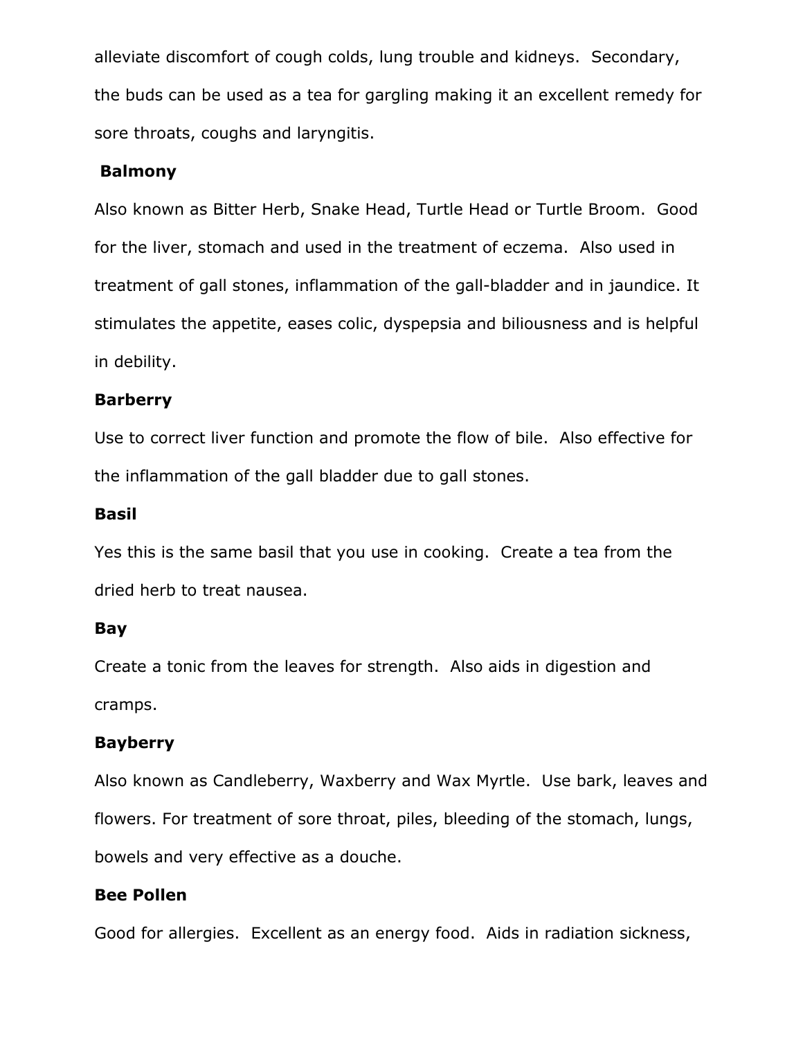alleviate discomfort of cough colds, lung trouble and kidneys. Secondary, the buds can be used as a tea for gargling making it an excellent remedy for sore throats, coughs and laryngitis.

**Balmony**

Also known as Bitter Herb, Snake Head, Turtle Head or Turtle Broom. Good for the liver, stomach and used in the treatment of eczema. Also used in treatment of gall stones, inflammation of the gall-bladder and in jaundice. It stimulates the appetite, eases colic, dyspepsia and biliousness and is helpful in debility.

**Barberry**

Use to correct liver function and promote the flow of bile. Also effective for the inflammation of the gall bladder due to gall stones.

**Basil**

Yes this is the same basil that you use in cooking. Create a tea from the dried herb to treat nausea.

**Bay**

Create a tonic from the leaves for strength. Also aids in digestion and cramps.

**Bayberry**

Also known as Candleberry, Waxberry and Wax Myrtle. Use bark, leaves and flowers. For treatment of sore throat, piles, bleeding of the stomach, lungs, bowels and very effective as a douche.

**Bee Pollen**

Good for allergies. Excellent as an energy food. Aids in radiation sickness,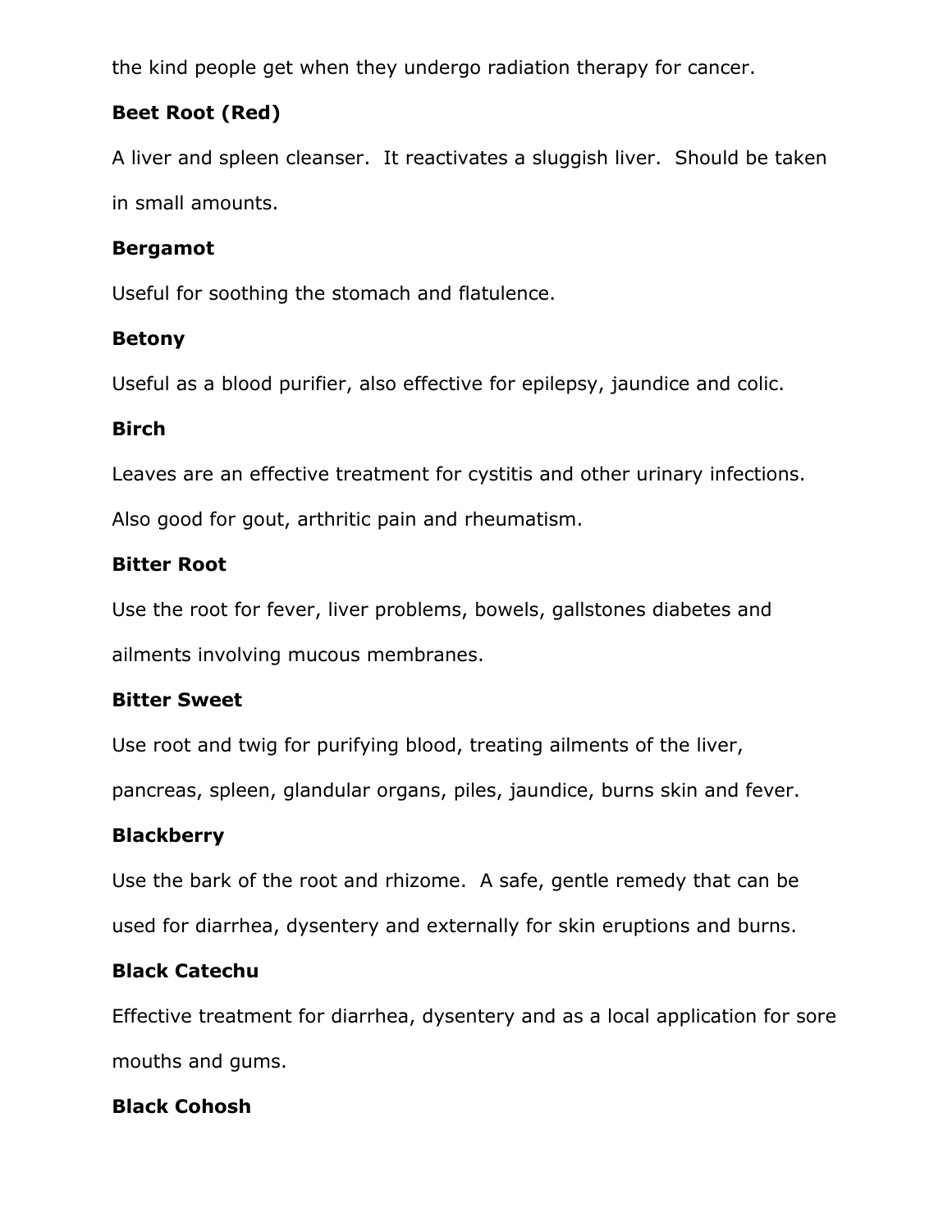the kind people get when they undergo radiation therapy for cancer.

**Beet Root (Red)**

A liver and spleen cleanser. It reactivates a sluggish liver. Should be taken in small amounts.

**Bergamot**

Useful for soothing the stomach and flatulence.

**Betony**

Useful as a blood purifier, also effective for epilepsy, jaundice and colic.

**Birch**

Leaves are an effective treatment for cystitis and other urinary infections. Also good for gout, arthritic pain and rheumatism.

**Bitter Root**

Use the root for fever, liver problems, bowels, gallstones diabetes and ailments involving mucous membranes.

**Bitter Sweet**

Use root and twig for purifying blood, treating ailments of the liver, pancreas, spleen, glandular organs, piles, jaundice, burns skin and fever.

**Blackberry**

Use the bark of the root and rhizome. A safe, gentle remedy that can be used for diarrhea, dysentery and externally for skin eruptions and burns.

**Black Catechu**

Effective treatment for diarrhea, dysentery and as a local application for sore mouths and gums.

**Black Cohosh**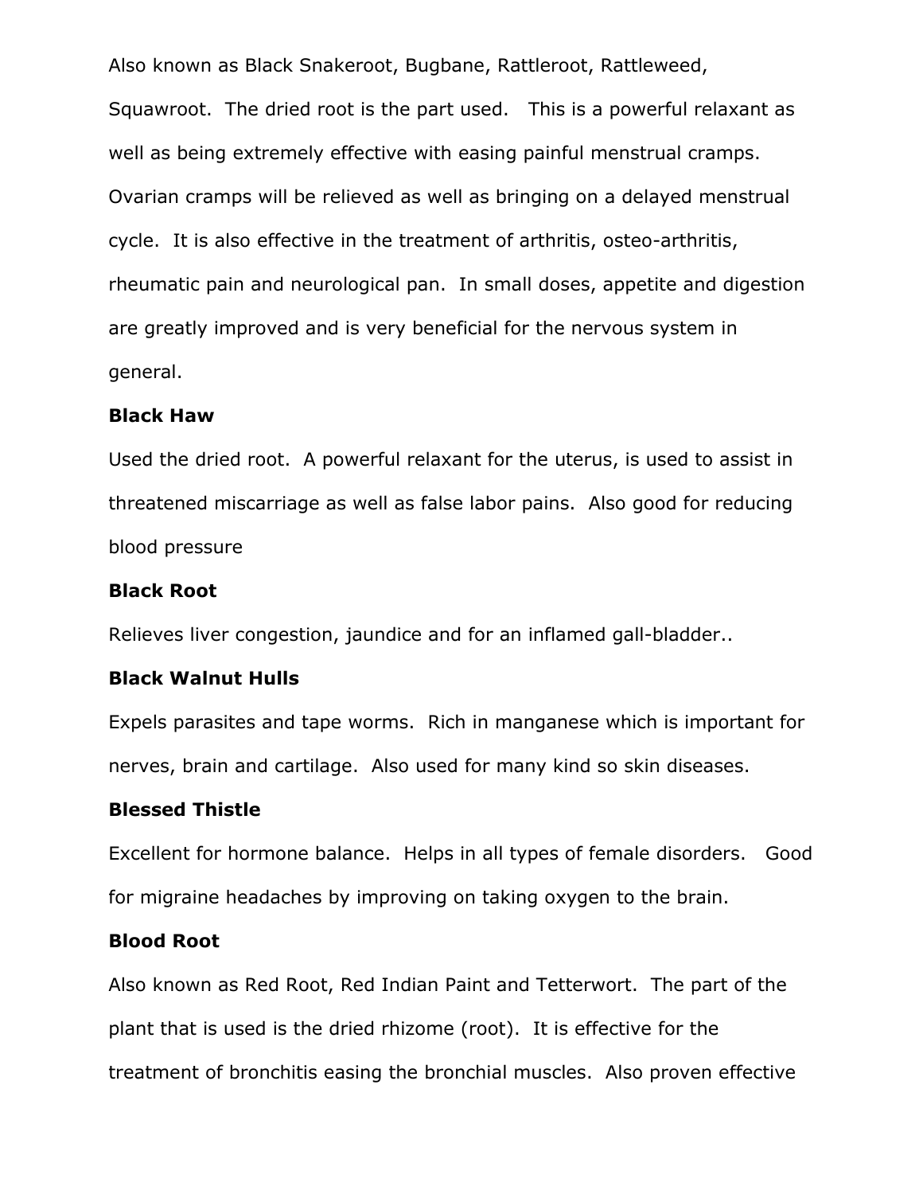Also known as Black Snakeroot, Bugbane, Rattleroot, Rattleweed, Squawroot.  The dried root is the part used.   This is a powerful relaxant as well as being extremely effective with easing painful menstrual cramps.  Ovarian cramps will be relieved as well as bringing on a delayed menstrual cycle.  It is also effective in the treatment of arthritis, osteo-arthritis, rheumatic pain and neurological pan.  In small doses, appetite and digestion are greatly improved and is very beneficial for the nervous system in general.

**Black Haw**

Used the dried root.  A powerful relaxant for the uterus, is used to assist in threatened miscarriage as well as false labor pains.  Also good for reducing blood pressure

**Black Root**

Relieves liver congestion, jaundice and for an inflamed gall-bladder..

**Black Walnut Hulls**

Expels parasites and tape worms.  Rich in manganese which is important for nerves, brain and cartilage.  Also used for many kind so skin diseases.

**Blessed Thistle**

Excellent for hormone balance.  Helps in all types of female disorders.   Good for migraine headaches by improving on taking oxygen to the brain.

**Blood Root**

Also known as Red Root, Red Indian Paint and Tetterwort.  The part of the plant that is used is the dried rhizome (root).  It is effective for the treatment of bronchitis easing the bronchial muscles.  Also proven effective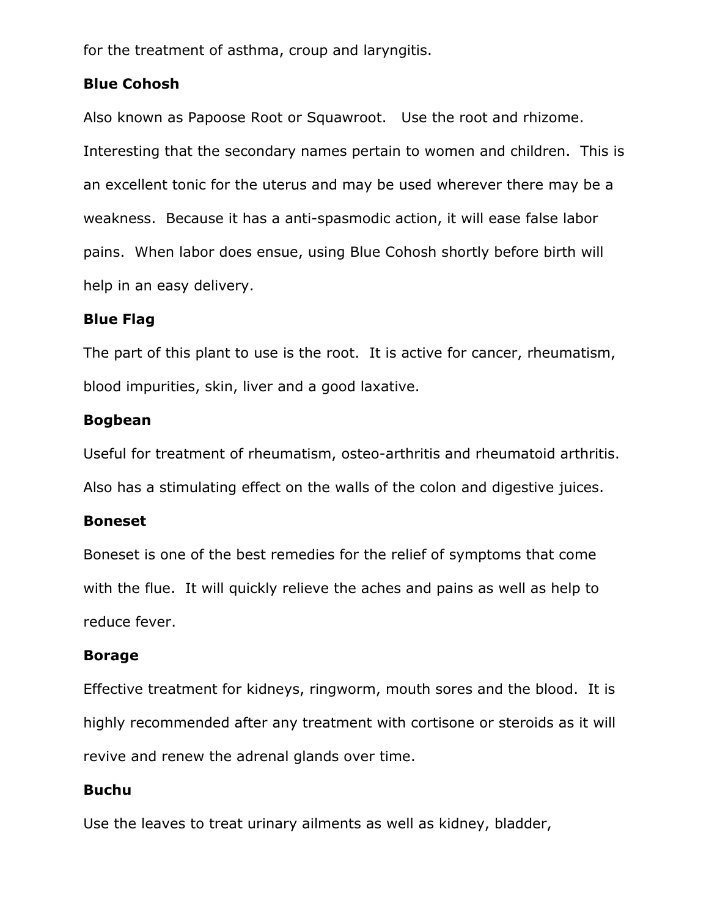for the treatment of asthma, croup and laryngitis.

**Blue Cohosh**

Also known as Papoose Root or Squawroot. Use the root and rhizome. Interesting that the secondary names pertain to women and children. This is an excellent tonic for the uterus and may be used wherever there may be a weakness. Because it has a anti-spasmodic action, it will ease false labor pains. When labor does ensue, using Blue Cohosh shortly before birth will help in an easy delivery.

**Blue Flag**

The part of this plant to use is the root. It is active for cancer, rheumatism, blood impurities, skin, liver and a good laxative.

**Bogbean**

Useful for treatment of rheumatism, osteo-arthritis and rheumatoid arthritis. Also has a stimulating effect on the walls of the colon and digestive juices.

**Boneset**

Boneset is one of the best remedies for the relief of symptoms that come with the flue. It will quickly relieve the aches and pains as well as help to reduce fever.

**Borage**

Effective treatment for kidneys, ringworm, mouth sores and the blood. It is highly recommended after any treatment with cortisone or steroids as it will revive and renew the adrenal glands over time.

**Buchu**

Use the leaves to treat urinary ailments as well as kidney, bladder,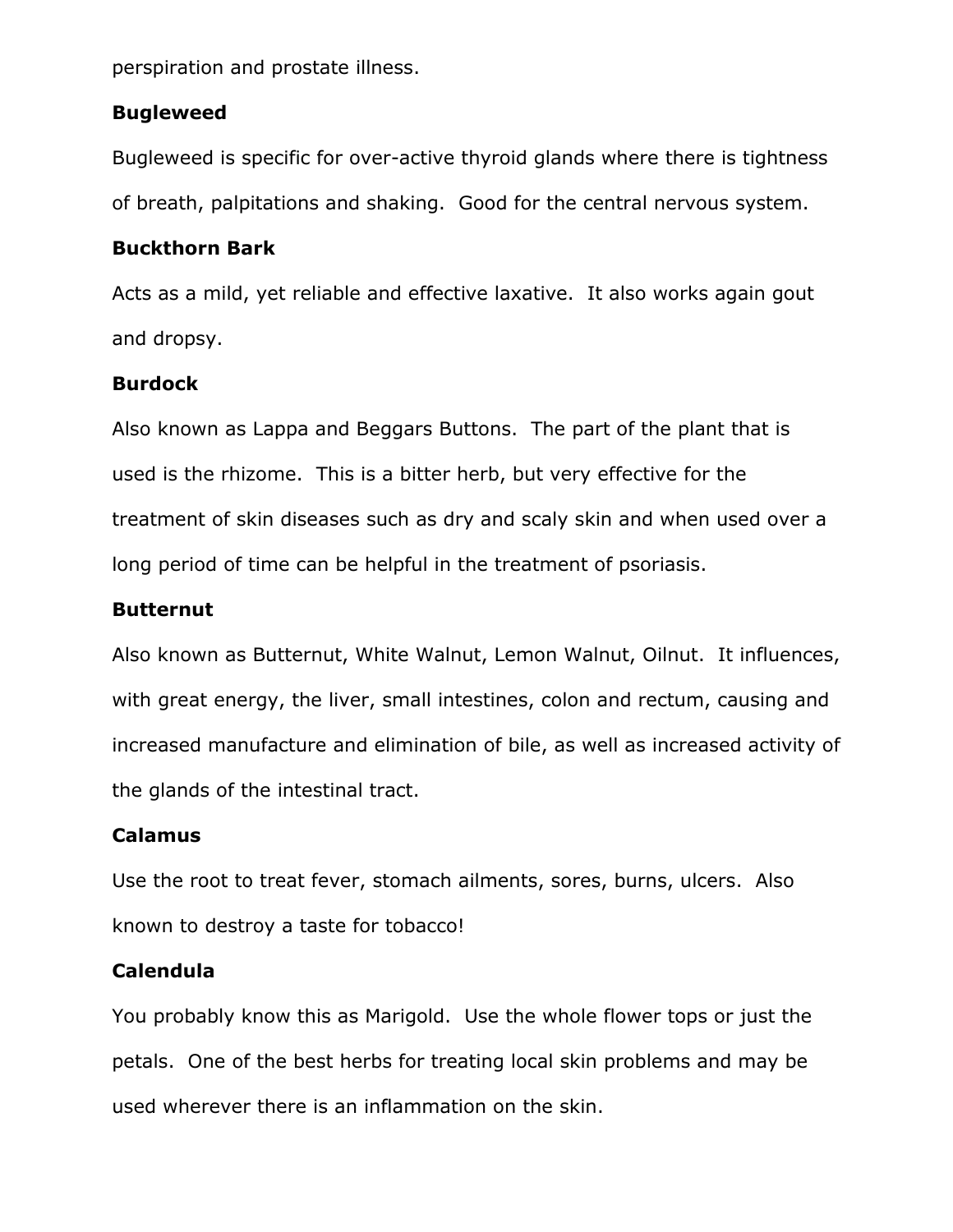perspiration and prostate illness.

**Bugleweed**

Bugleweed is specific for over-active thyroid glands where there is tightness of breath, palpitations and shaking.  Good for the central nervous system.

**Buckthorn Bark**

Acts as a mild, yet reliable and effective laxative.  It also works again gout and dropsy.

**Burdock**

Also known as Lappa and Beggars Buttons.  The part of the plant that is used is the rhizome.  This is a bitter herb, but very effective for the treatment of skin diseases such as dry and scaly skin and when used over a long period of time can be helpful in the treatment of psoriasis.

**Butternut**

Also known as Butternut, White Walnut, Lemon Walnut, Oilnut.  It influences, with great energy, the liver, small intestines, colon and rectum, causing and increased manufacture and elimination of bile, as well as increased activity of the glands of the intestinal tract.

**Calamus**

Use the root to treat fever, stomach ailments, sores, burns, ulcers.  Also known to destroy a taste for tobacco!

**Calendula**

You probably know this as Marigold.  Use the whole flower tops or just the petals.  One of the best herbs for treating local skin problems and may be used wherever there is an inflammation on the skin.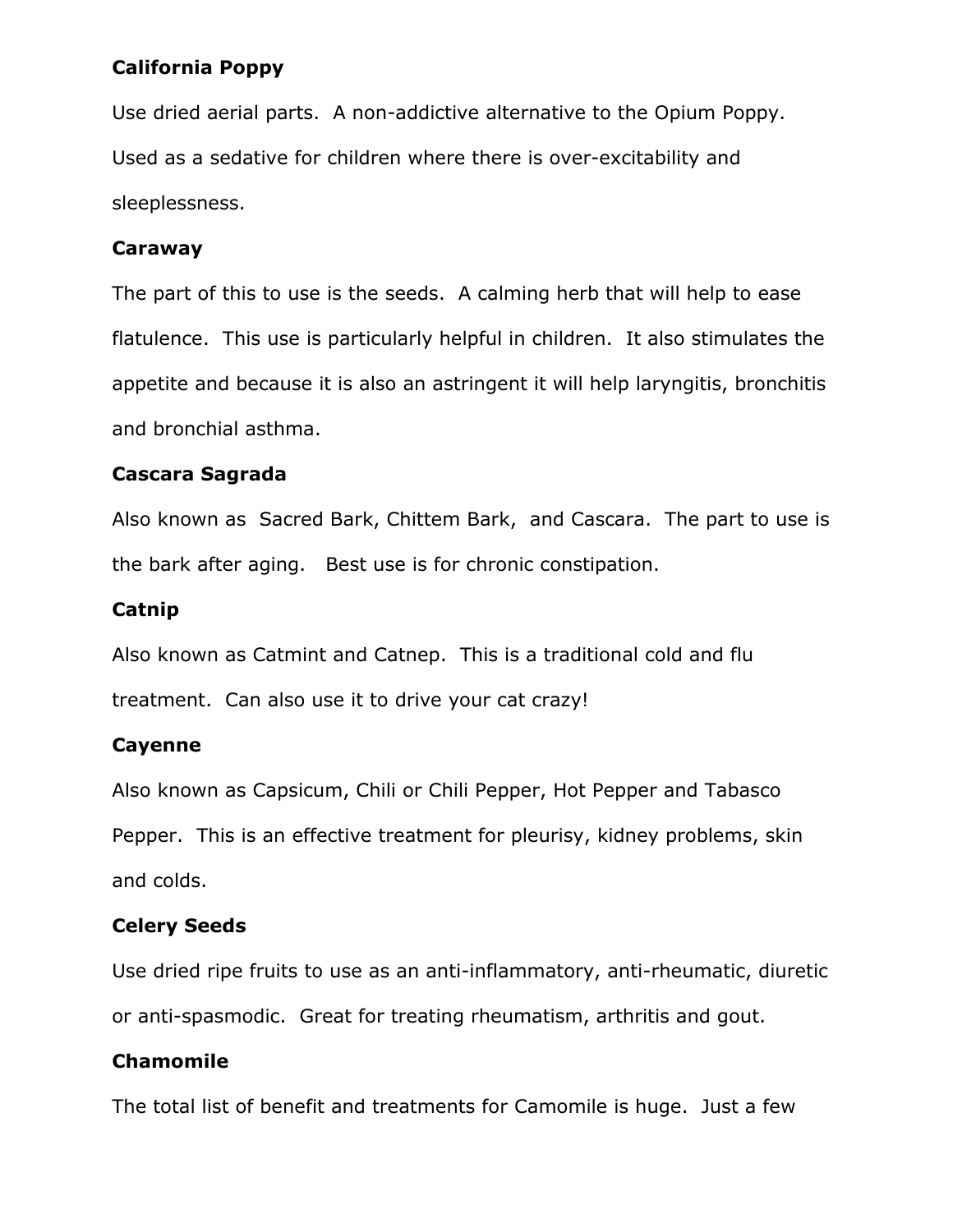**California Poppy**

Use dried aerial parts. A non-addictive alternative to the Opium Poppy. Used as a sedative for children where there is over-excitability and sleeplessness.

**Caraway**

The part of this to use is the seeds. A calming herb that will help to ease flatulence. This use is particularly helpful in children. It also stimulates the appetite and because it is also an astringent it will help laryngitis, bronchitis and bronchial asthma.

**Cascara Sagrada**

Also known as Sacred Bark, Chittem Bark, and Cascara. The part to use is the bark after aging. Best use is for chronic constipation.

**Catnip**

Also known as Catmint and Catnep. This is a traditional cold and flu treatment. Can also use it to drive your cat crazy!

**Cayenne**

Also known as Capsicum, Chili or Chili Pepper, Hot Pepper and Tabasco Pepper. This is an effective treatment for pleurisy, kidney problems, skin and colds.

**Celery Seeds**

Use dried ripe fruits to use as an anti-inflammatory, anti-rheumatic, diuretic or anti-spasmodic. Great for treating rheumatism, arthritis and gout.

**Chamomile**

The total list of benefit and treatments for Camomile is huge. Just a few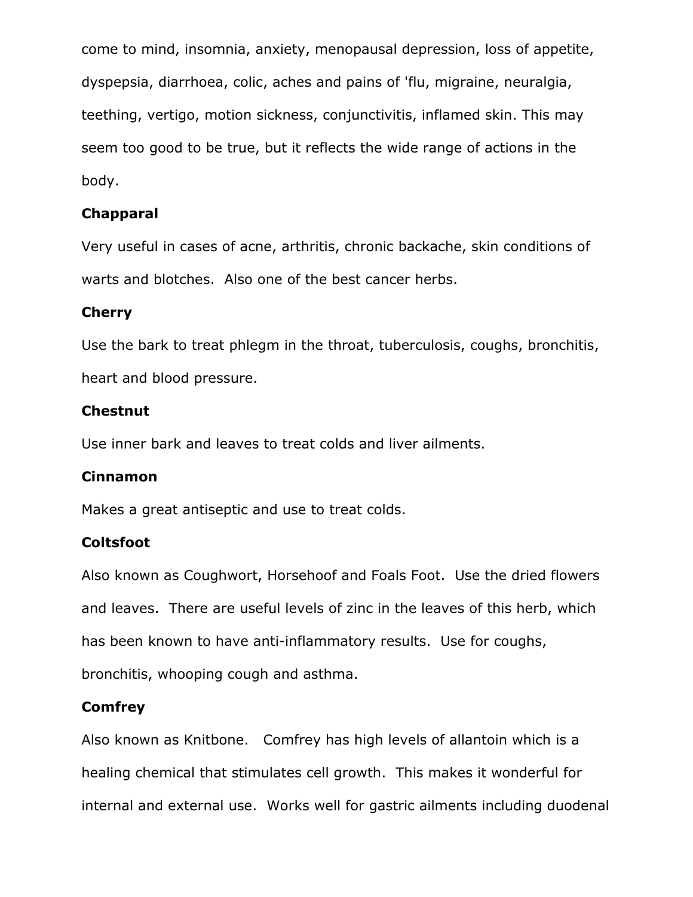come to mind, insomnia, anxiety, menopausal depression, loss of appetite, dyspepsia, diarrhoea, colic, aches and pains of 'flu, migraine, neuralgia, teething, vertigo, motion sickness, conjunctivitis, inflamed skin. This may seem too good to be true, but it reflects the wide range of actions in the body.

**Chapparal**

Very useful in cases of acne, arthritis, chronic backache, skin conditions of warts and blotches.  Also one of the best cancer herbs.

**Cherry**

Use the bark to treat phlegm in the throat, tuberculosis, coughs, bronchitis, heart and blood pressure.

**Chestnut**

Use inner bark and leaves to treat colds and liver ailments.

**Cinnamon**

Makes a great antiseptic and use to treat colds.

**Coltsfoot**

Also known as Coughwort, Horsehoof and Foals Foot.  Use the dried flowers and leaves.  There are useful levels of zinc in the leaves of this herb, which has been known to have anti-inflammatory results.  Use for coughs, bronchitis, whooping cough and asthma.

**Comfrey**

Also known as Knitbone.   Comfrey has high levels of allantoin which is a healing chemical that stimulates cell growth.  This makes it wonderful for internal and external use.  Works well for gastric ailments including duodenal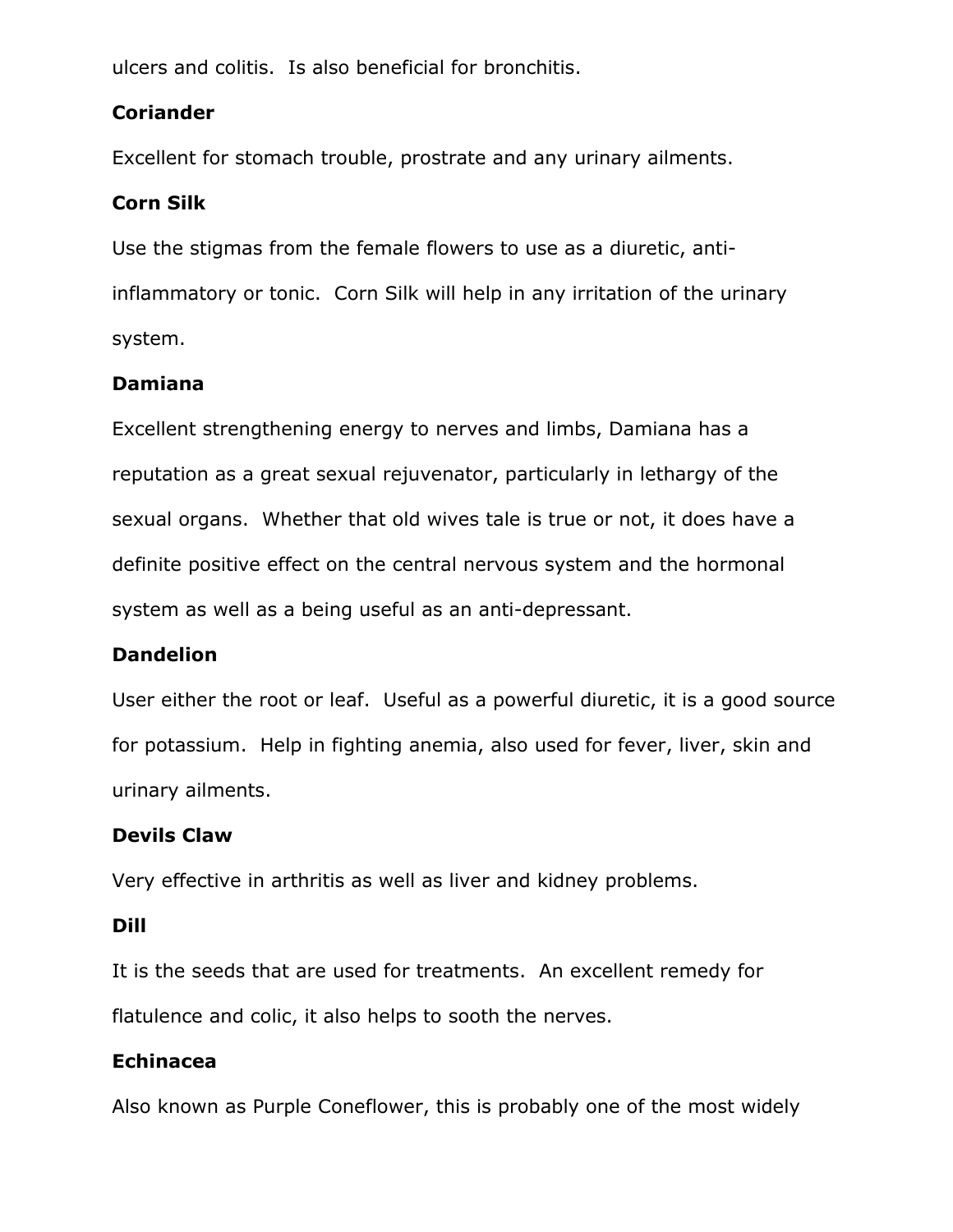ulcers and colitis. Is also beneficial for bronchitis.

**Coriander**

Excellent for stomach trouble, prostrate and any urinary ailments.

**Corn Silk**

Use the stigmas from the female flowers to use as a diuretic, anti-inflammatory or tonic. Corn Silk will help in any irritation of the urinary system.

**Damiana**

Excellent strengthening energy to nerves and limbs, Damiana has a reputation as a great sexual rejuvenator, particularly in lethargy of the sexual organs. Whether that old wives tale is true or not, it does have a definite positive effect on the central nervous system and the hormonal system as well as a being useful as an anti-depressant.

**Dandelion**

User either the root or leaf. Useful as a powerful diuretic, it is a good source for potassium. Help in fighting anemia, also used for fever, liver, skin and urinary ailments.

**Devils Claw**

Very effective in arthritis as well as liver and kidney problems.

**Dill**

It is the seeds that are used for treatments. An excellent remedy for flatulence and colic, it also helps to sooth the nerves.

**Echinacea**

Also known as Purple Coneflower, this is probably one of the most widely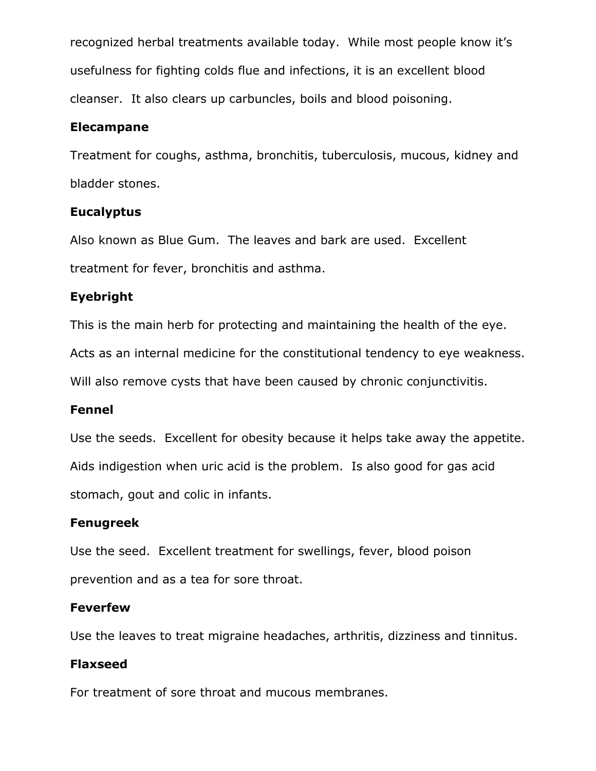recognized herbal treatments available today. While most people know it's usefulness for fighting colds flue and infections, it is an excellent blood cleanser. It also clears up carbuncles, boils and blood poisoning.

**Elecampane**

Treatment for coughs, asthma, bronchitis, tuberculosis, mucous, kidney and bladder stones.

**Eucalyptus**

Also known as Blue Gum. The leaves and bark are used. Excellent treatment for fever, bronchitis and asthma.

**Eyebright**

This is the main herb for protecting and maintaining the health of the eye. Acts as an internal medicine for the constitutional tendency to eye weakness. Will also remove cysts that have been caused by chronic conjunctivitis.

**Fennel**

Use the seeds. Excellent for obesity because it helps take away the appetite. Aids indigestion when uric acid is the problem. Is also good for gas acid stomach, gout and colic in infants.

**Fenugreek**

Use the seed. Excellent treatment for swellings, fever, blood poison prevention and as a tea for sore throat.

**Feverfew**

Use the leaves to treat migraine headaches, arthritis, dizziness and tinnitus.

**Flaxseed**

For treatment of sore throat and mucous membranes.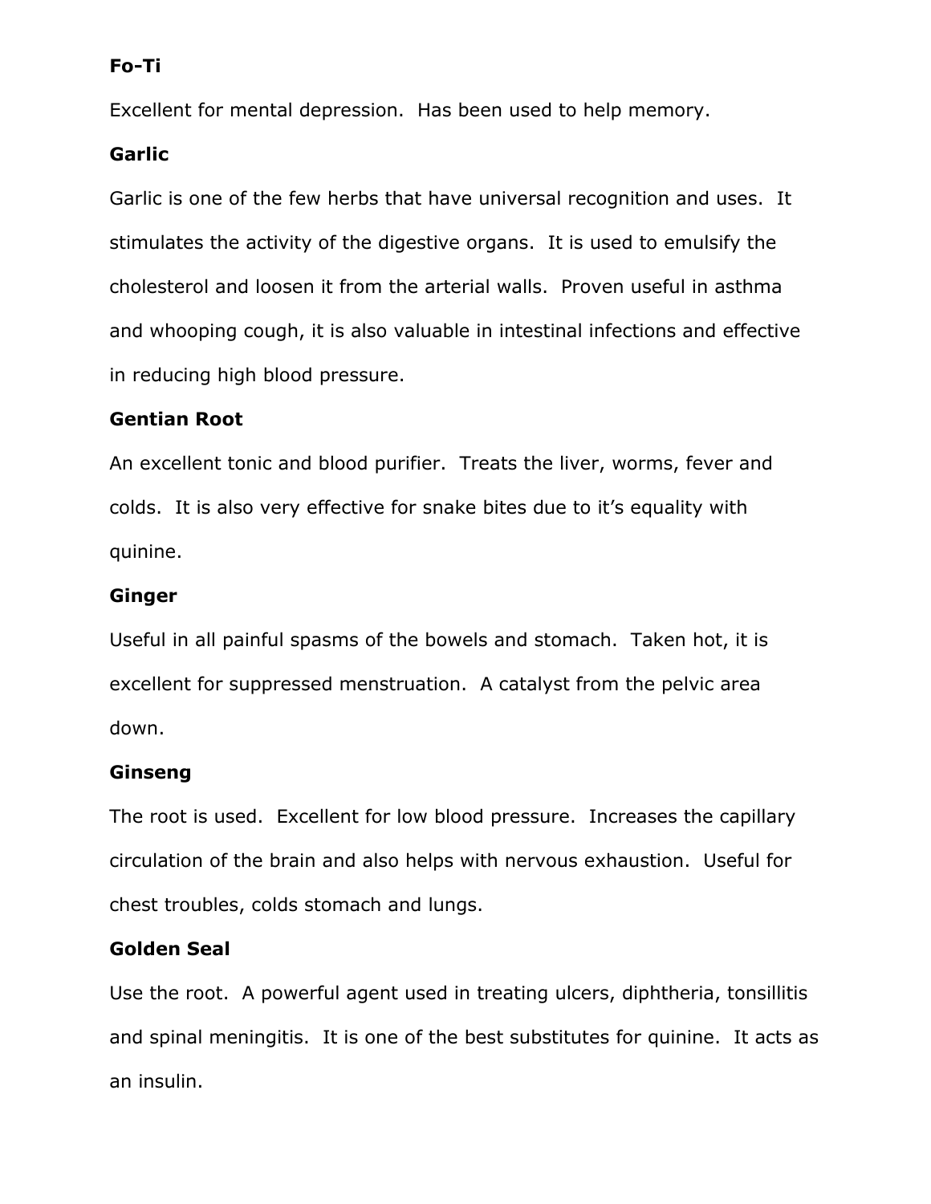**Fo-Ti**

Excellent for mental depression. Has been used to help memory.

**Garlic**

Garlic is one of the few herbs that have universal recognition and uses. It stimulates the activity of the digestive organs. It is used to emulsify the cholesterol and loosen it from the arterial walls. Proven useful in asthma and whooping cough, it is also valuable in intestinal infections and effective in reducing high blood pressure.

**Gentian Root**

An excellent tonic and blood purifier. Treats the liver, worms, fever and colds. It is also very effective for snake bites due to it's equality with quinine.

**Ginger**

Useful in all painful spasms of the bowels and stomach. Taken hot, it is excellent for suppressed menstruation. A catalyst from the pelvic area down.

**Ginseng**

The root is used. Excellent for low blood pressure. Increases the capillary circulation of the brain and also helps with nervous exhaustion. Useful for chest troubles, colds stomach and lungs.

**Golden Seal**

Use the root. A powerful agent used in treating ulcers, diphtheria, tonsillitis and spinal meningitis. It is one of the best substitutes for quinine. It acts as an insulin.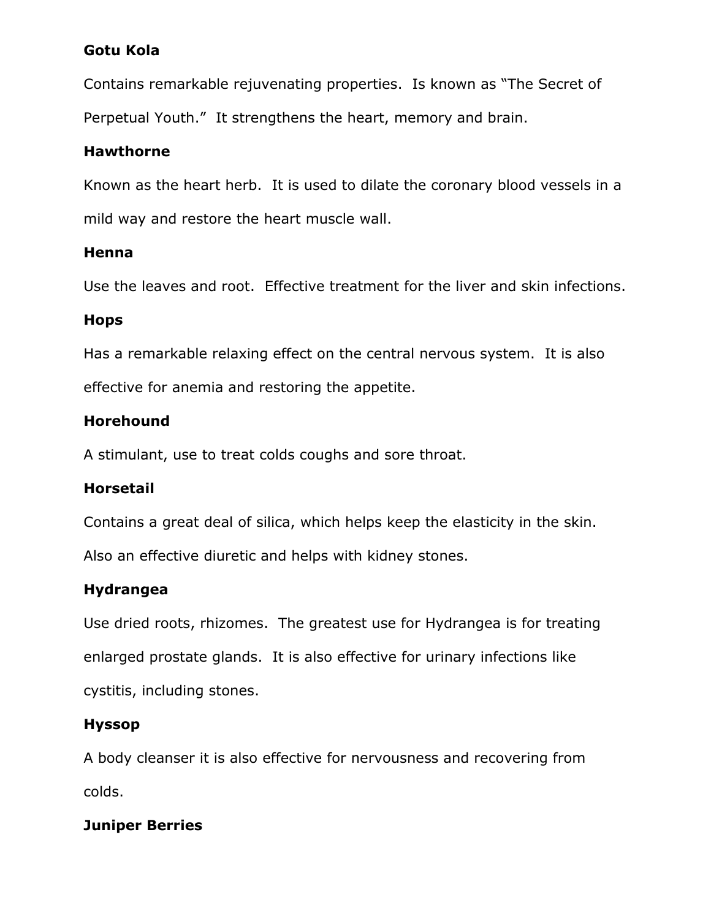**Gotu Kola**

Contains remarkable rejuvenating properties. Is known as "The Secret of Perpetual Youth." It strengthens the heart, memory and brain.

**Hawthorne**

Known as the heart herb. It is used to dilate the coronary blood vessels in a mild way and restore the heart muscle wall.

**Henna**

Use the leaves and root. Effective treatment for the liver and skin infections.

**Hops**

Has a remarkable relaxing effect on the central nervous system. It is also effective for anemia and restoring the appetite.

**Horehound**

A stimulant, use to treat colds coughs and sore throat.

**Horsetail**

Contains a great deal of silica, which helps keep the elasticity in the skin. Also an effective diuretic and helps with kidney stones.

**Hydrangea**

Use dried roots, rhizomes. The greatest use for Hydrangea is for treating enlarged prostate glands. It is also effective for urinary infections like cystitis, including stones.

**Hyssop**

A body cleanser it is also effective for nervousness and recovering from colds.

**Juniper Berries**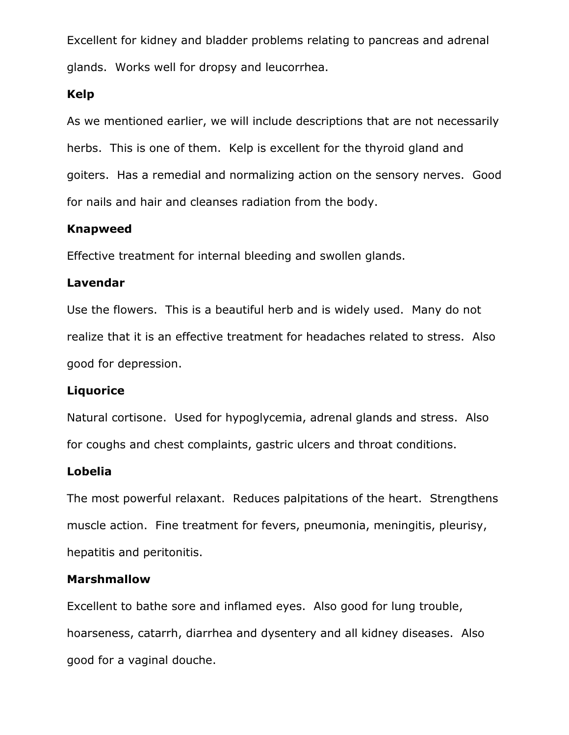Excellent for kidney and bladder problems relating to pancreas and adrenal glands.  Works well for dropsy and leucorrhea.

**Kelp**

As we mentioned earlier, we will include descriptions that are not necessarily herbs.  This is one of them.  Kelp is excellent for the thyroid gland and goiters.  Has a remedial and normalizing action on the sensory nerves.  Good for nails and hair and cleanses radiation from the body.

**Knapweed**

Effective treatment for internal bleeding and swollen glands.

**Lavendar**

Use the flowers.  This is a beautiful herb and is widely used.  Many do not realize that it is an effective treatment for headaches related to stress.  Also good for depression.

**Liquorice**

Natural cortisone.  Used for hypoglycemia, adrenal glands and stress.  Also for coughs and chest complaints, gastric ulcers and throat conditions.

**Lobelia**

The most powerful relaxant.  Reduces palpitations of the heart.  Strengthens muscle action.  Fine treatment for fevers, pneumonia, meningitis, pleurisy, hepatitis and peritonitis.

**Marshmallow**

Excellent to bathe sore and inflamed eyes.  Also good for lung trouble, hoarseness, catarrh, diarrhea and dysentery and all kidney diseases.  Also good for a vaginal douche.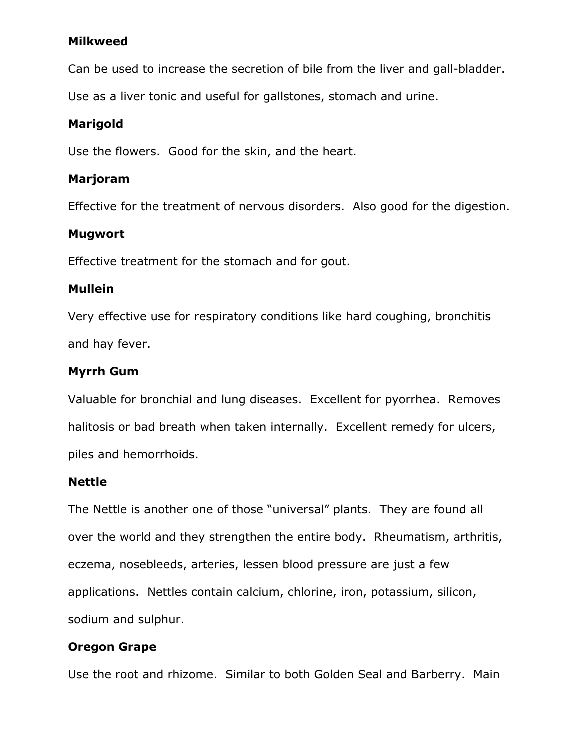**Milkweed**

Can be used to increase the secretion of bile from the liver and gall-bladder. Use as a liver tonic and useful for gallstones, stomach and urine.

**Marigold**

Use the flowers.  Good for the skin, and the heart.

**Marjoram**

Effective for the treatment of nervous disorders.  Also good for the digestion.

**Mugwort**

Effective treatment for the stomach and for gout.

**Mullein**

Very effective use for respiratory conditions like hard coughing, bronchitis and hay fever.

**Myrrh Gum**

Valuable for bronchial and lung diseases.  Excellent for pyorrhea.  Removes halitosis or bad breath when taken internally.  Excellent remedy for ulcers, piles and hemorrhoids.

**Nettle**

The Nettle is another one of those "universal" plants.  They are found all over the world and they strengthen the entire body.  Rheumatism, arthritis, eczema, nosebleeds, arteries, lessen blood pressure are just a few applications.  Nettles contain calcium, chlorine, iron, potassium, silicon, sodium and sulphur.

**Oregon Grape**

Use the root and rhizome.  Similar to both Golden Seal and Barberry.  Main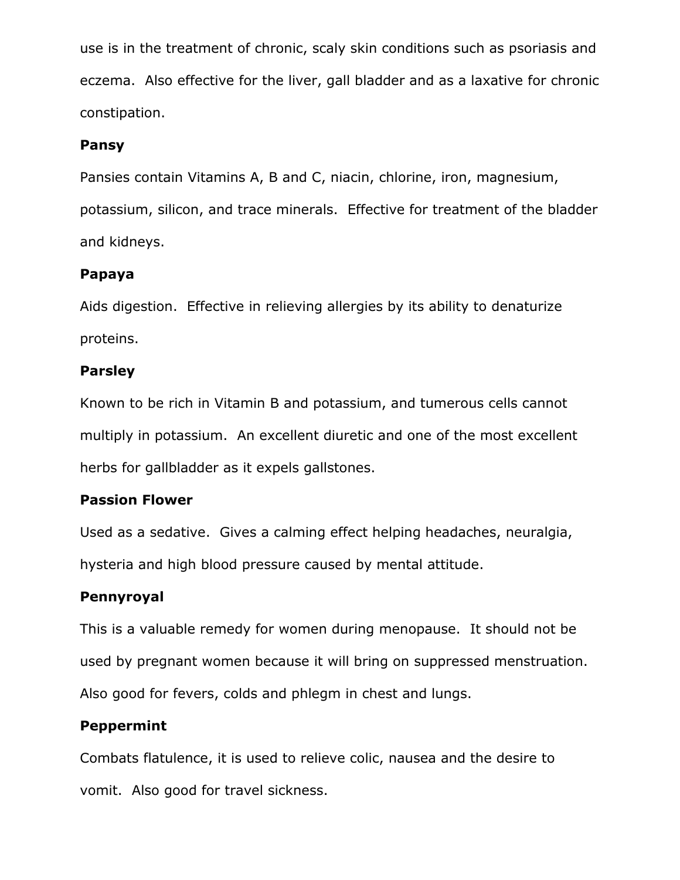use is in the treatment of chronic, scaly skin conditions such as psoriasis and eczema. Also effective for the liver, gall bladder and as a laxative for chronic constipation.

**Pansy**

Pansies contain Vitamins A, B and C, niacin, chlorine, iron, magnesium, potassium, silicon, and trace minerals. Effective for treatment of the bladder and kidneys.

**Papaya**

Aids digestion. Effective in relieving allergies by its ability to denaturize proteins.

**Parsley**

Known to be rich in Vitamin B and potassium, and tumerous cells cannot multiply in potassium. An excellent diuretic and one of the most excellent herbs for gallbladder as it expels gallstones.

**Passion Flower**

Used as a sedative. Gives a calming effect helping headaches, neuralgia, hysteria and high blood pressure caused by mental attitude.

**Pennyroyal**

This is a valuable remedy for women during menopause. It should not be used by pregnant women because it will bring on suppressed menstruation. Also good for fevers, colds and phlegm in chest and lungs.

**Peppermint**

Combats flatulence, it is used to relieve colic, nausea and the desire to vomit. Also good for travel sickness.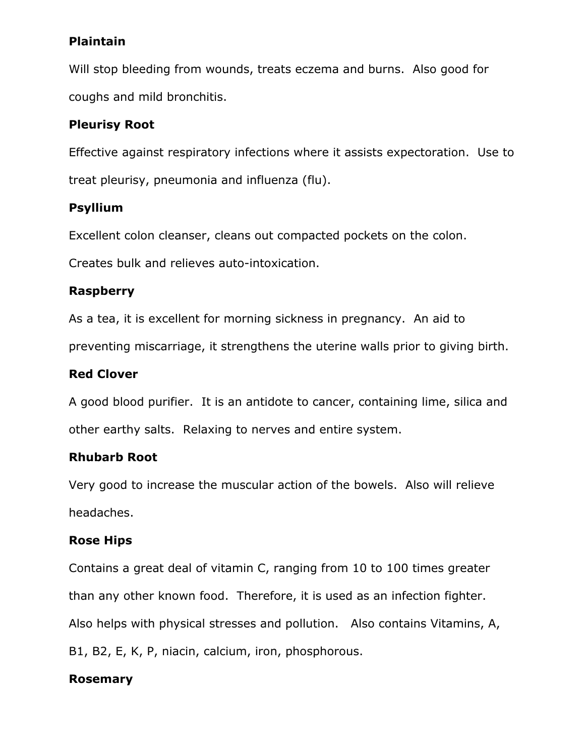**Plaintain**

Will stop bleeding from wounds, treats eczema and burns.  Also good for coughs and mild bronchitis.

**Pleurisy Root**

Effective against respiratory infections where it assists expectoration.  Use to treat pleurisy, pneumonia and influenza (flu).

**Psyllium**

Excellent colon cleanser, cleans out compacted pockets on the colon. Creates bulk and relieves auto-intoxication.

**Raspberry**

As a tea, it is excellent for morning sickness in pregnancy.  An aid to preventing miscarriage, it strengthens the uterine walls prior to giving birth.

**Red Clover**

A good blood purifier.  It is an antidote to cancer, containing lime, silica and other earthy salts.  Relaxing to nerves and entire system.

**Rhubarb Root**

Very good to increase the muscular action of the bowels.  Also will relieve headaches.

**Rose Hips**

Contains a great deal of vitamin C, ranging from 10 to 100 times greater than any other known food.  Therefore, it is used as an infection fighter. Also helps with physical stresses and pollution.   Also contains Vitamins, A, B1, B2, E, K, P, niacin, calcium, iron, phosphorous.

**Rosemary**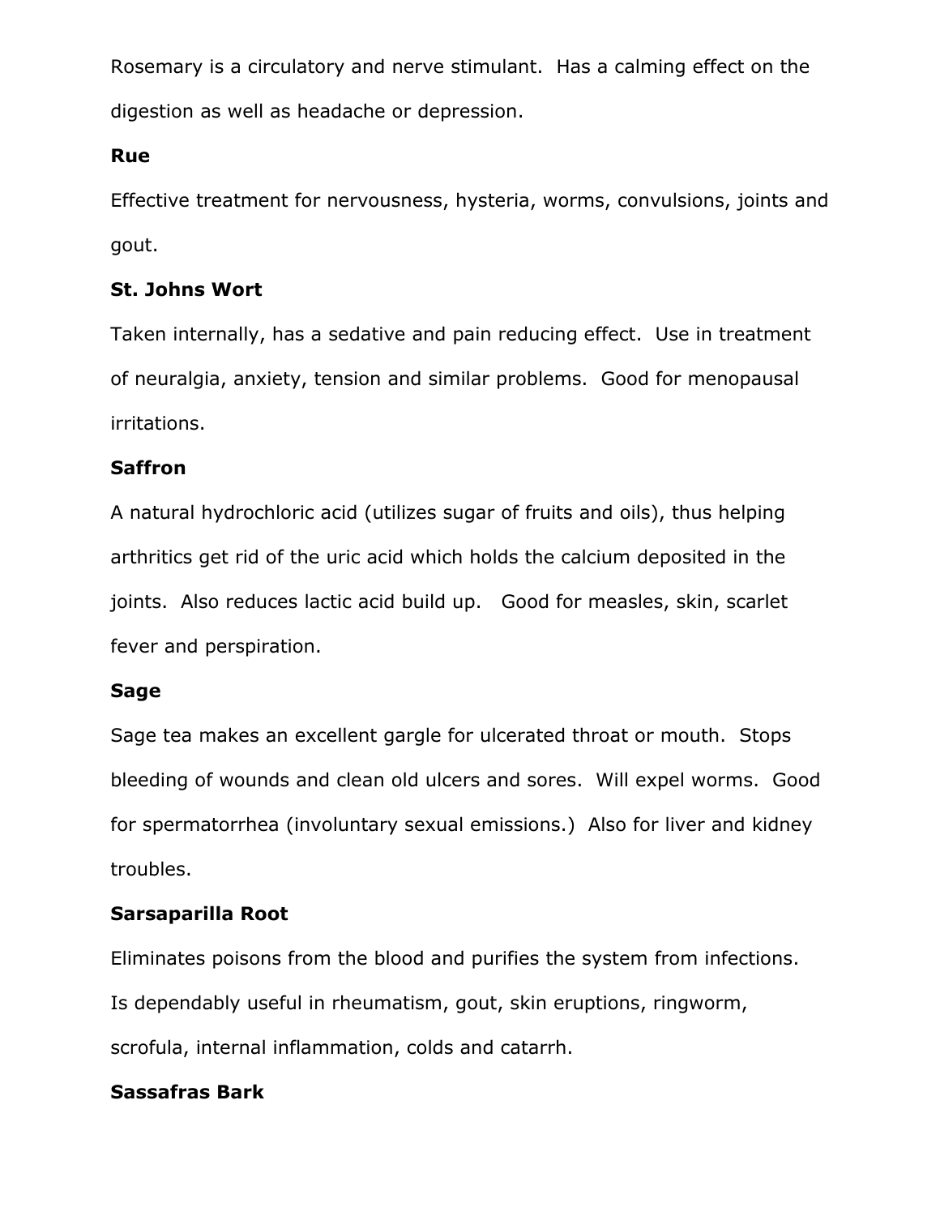Rosemary is a circulatory and nerve stimulant. Has a calming effect on the digestion as well as headache or depression.

**Rue**

Effective treatment for nervousness, hysteria, worms, convulsions, joints and gout.

**St. Johns Wort**

Taken internally, has a sedative and pain reducing effect. Use in treatment of neuralgia, anxiety, tension and similar problems. Good for menopausal irritations.

**Saffron**

A natural hydrochloric acid (utilizes sugar of fruits and oils), thus helping arthritics get rid of the uric acid which holds the calcium deposited in the joints. Also reduces lactic acid build up. Good for measles, skin, scarlet fever and perspiration.

**Sage**

Sage tea makes an excellent gargle for ulcerated throat or mouth. Stops bleeding of wounds and clean old ulcers and sores. Will expel worms. Good for spermatorrhea (involuntary sexual emissions.) Also for liver and kidney troubles.

**Sarsaparilla Root**

Eliminates poisons from the blood and purifies the system from infections. Is dependably useful in rheumatism, gout, skin eruptions, ringworm, scrofula, internal inflammation, colds and catarrh.

**Sassafras Bark**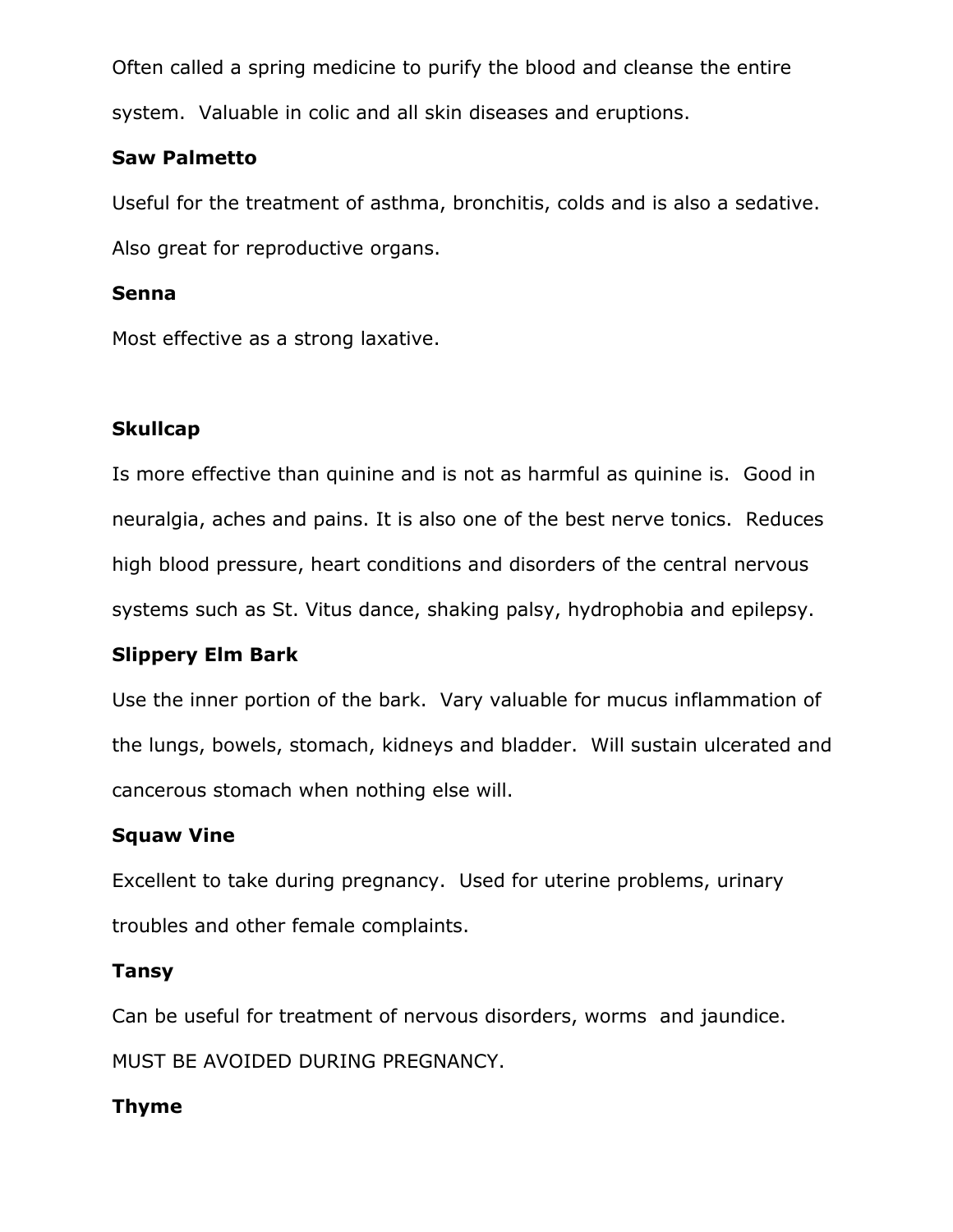Often called a spring medicine to purify the blood and cleanse the entire system. Valuable in colic and all skin diseases and eruptions.

**Saw Palmetto**

Useful for the treatment of asthma, bronchitis, colds and is also a sedative. Also great for reproductive organs.

**Senna**

Most effective as a strong laxative.

**Skullcap**

Is more effective than quinine and is not as harmful as quinine is. Good in neuralgia, aches and pains. It is also one of the best nerve tonics. Reduces high blood pressure, heart conditions and disorders of the central nervous systems such as St. Vitus dance, shaking palsy, hydrophobia and epilepsy.

**Slippery Elm Bark**

Use the inner portion of the bark. Vary valuable for mucus inflammation of the lungs, bowels, stomach, kidneys and bladder. Will sustain ulcerated and cancerous stomach when nothing else will.

**Squaw Vine**

Excellent to take during pregnancy. Used for uterine problems, urinary troubles and other female complaints.

**Tansy**

Can be useful for treatment of nervous disorders, worms and jaundice. MUST BE AVOIDED DURING PREGNANCY.

**Thyme**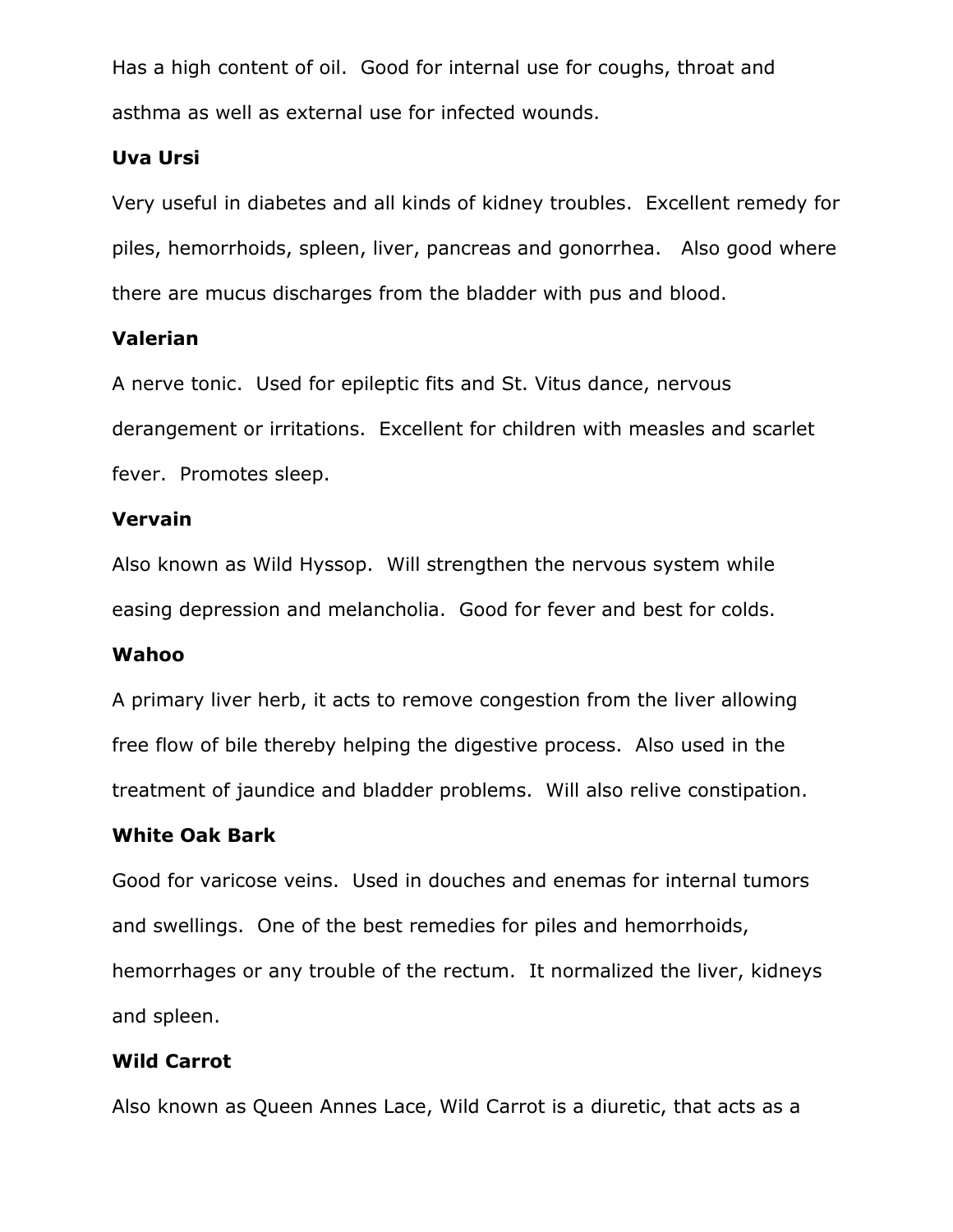Has a high content of oil. Good for internal use for coughs, throat and asthma as well as external use for infected wounds.

**Uva Ursi**

Very useful in diabetes and all kinds of kidney troubles. Excellent remedy for piles, hemorrhoids, spleen, liver, pancreas and gonorrhea. Also good where there are mucus discharges from the bladder with pus and blood.

**Valerian**

A nerve tonic. Used for epileptic fits and St. Vitus dance, nervous derangement or irritations. Excellent for children with measles and scarlet fever. Promotes sleep.

**Vervain**

Also known as Wild Hyssop. Will strengthen the nervous system while easing depression and melancholia. Good for fever and best for colds.

**Wahoo**

A primary liver herb, it acts to remove congestion from the liver allowing free flow of bile thereby helping the digestive process. Also used in the treatment of jaundice and bladder problems. Will also relive constipation.

**White Oak Bark**

Good for varicose veins. Used in douches and enemas for internal tumors and swellings. One of the best remedies for piles and hemorrhoids, hemorrhages or any trouble of the rectum. It normalized the liver, kidneys and spleen.

**Wild Carrot**

Also known as Queen Annes Lace, Wild Carrot is a diuretic, that acts as a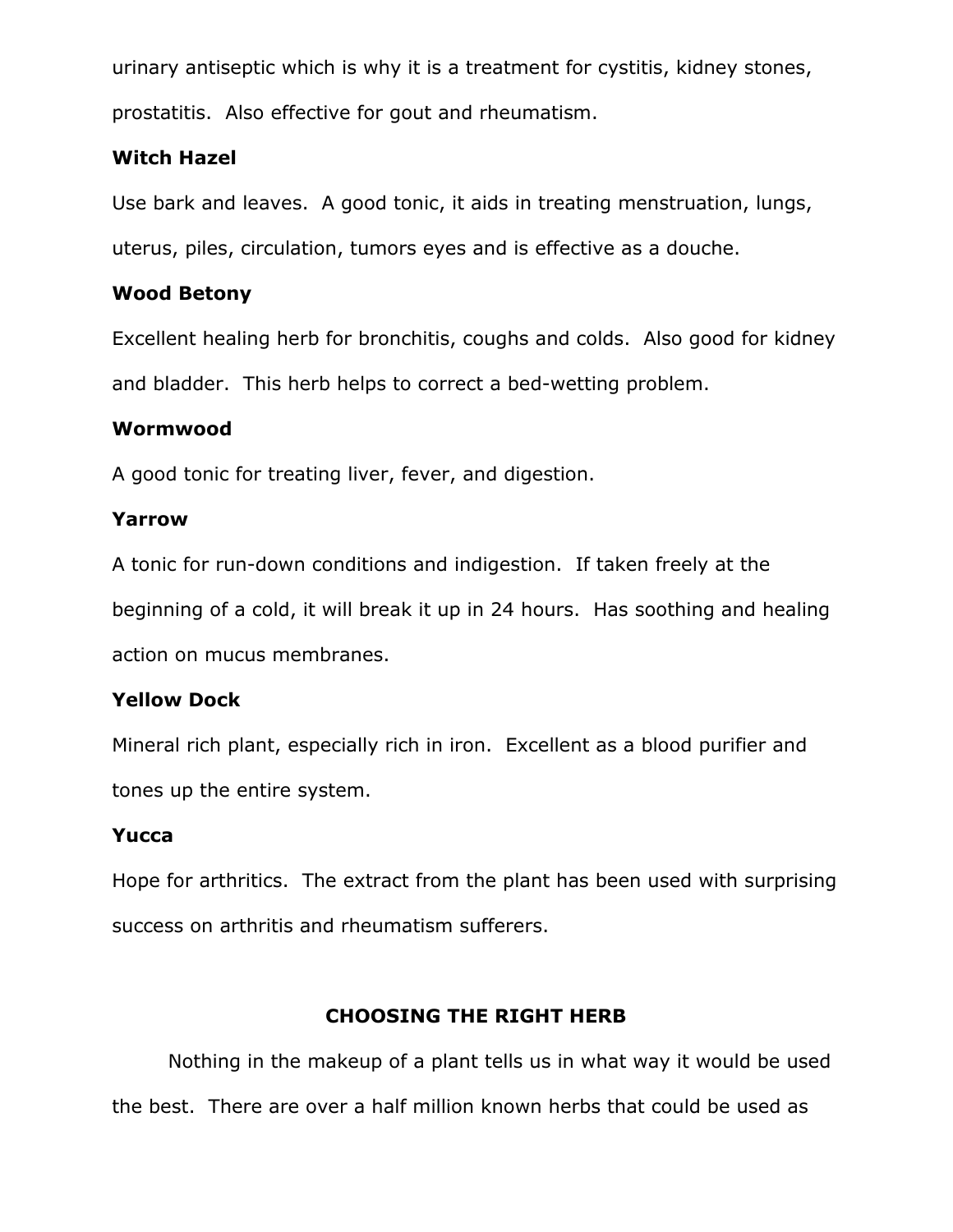urinary antiseptic which is why it is a treatment for cystitis, kidney stones, prostatitis. Also effective for gout and rheumatism.

**Witch Hazel**

Use bark and leaves. A good tonic, it aids in treating menstruation, lungs, uterus, piles, circulation, tumors eyes and is effective as a douche.

**Wood Betony**

Excellent healing herb for bronchitis, coughs and colds. Also good for kidney and bladder. This herb helps to correct a bed-wetting problem.

**Wormwood**

A good tonic for treating liver, fever, and digestion.

**Yarrow**

A tonic for run-down conditions and indigestion. If taken freely at the beginning of a cold, it will break it up in 24 hours. Has soothing and healing action on mucus membranes.

**Yellow Dock**

Mineral rich plant, especially rich in iron. Excellent as a blood purifier and tones up the entire system.

**Yucca**

Hope for arthritics. The extract from the plant has been used with surprising success on arthritis and rheumatism sufferers.

## CHOOSING THE RIGHT HERB

Nothing in the makeup of a plant tells us in what way it would be used the best. There are over a half million known herbs that could be used as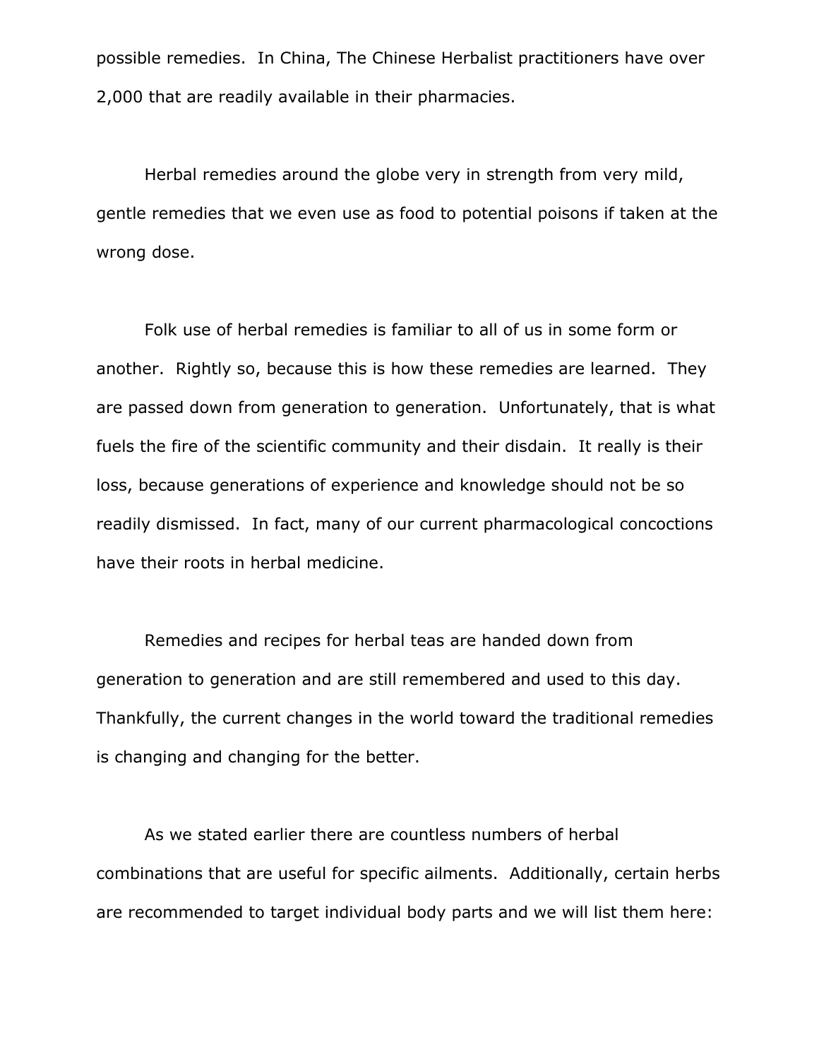possible remedies. In China, The Chinese Herbalist practitioners have over 2,000 that are readily available in their pharmacies.

Herbal remedies around the globe very in strength from very mild, gentle remedies that we even use as food to potential poisons if taken at the wrong dose.

Folk use of herbal remedies is familiar to all of us in some form or another. Rightly so, because this is how these remedies are learned. They are passed down from generation to generation. Unfortunately, that is what fuels the fire of the scientific community and their disdain. It really is their loss, because generations of experience and knowledge should not be so readily dismissed. In fact, many of our current pharmacological concoctions have their roots in herbal medicine.

Remedies and recipes for herbal teas are handed down from generation to generation and are still remembered and used to this day. Thankfully, the current changes in the world toward the traditional remedies is changing and changing for the better.

As we stated earlier there are countless numbers of herbal combinations that are useful for specific ailments. Additionally, certain herbs are recommended to target individual body parts and we will list them here: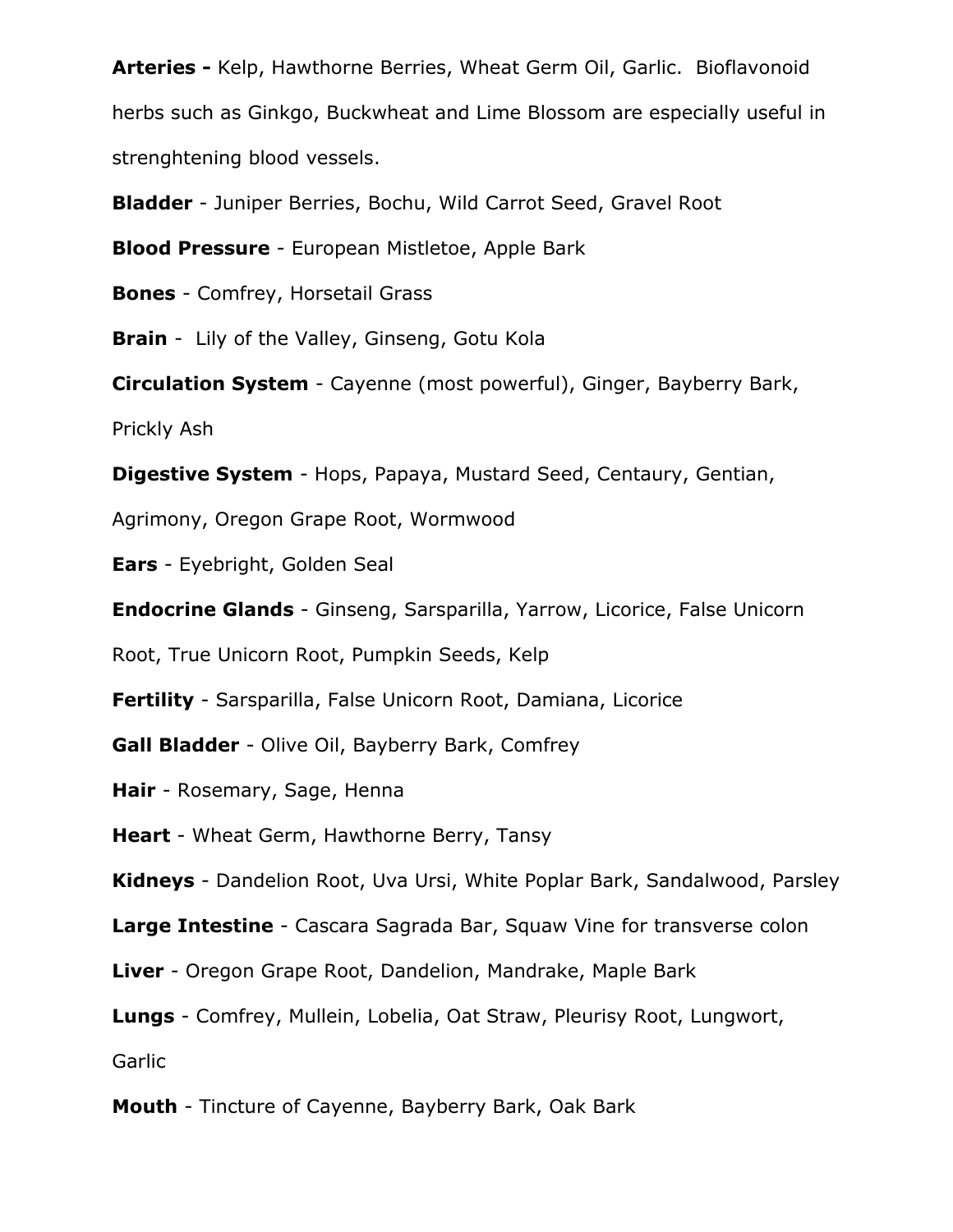**Arteries -** Kelp, Hawthorne Berries, Wheat Germ Oil, Garlic. Bioflavonoid herbs such as Ginkgo, Buckwheat and Lime Blossom are especially useful in strenghtening blood vessels.

**Bladder** - Juniper Berries, Bochu, Wild Carrot Seed, Gravel Root

**Blood Pressure** - European Mistletoe, Apple Bark

**Bones** - Comfrey, Horsetail Grass

**Brain** - Lily of the Valley, Ginseng, Gotu Kola

**Circulation System** - Cayenne (most powerful), Ginger, Bayberry Bark, Prickly Ash

**Digestive System** - Hops, Papaya, Mustard Seed, Centaury, Gentian, Agrimony, Oregon Grape Root, Wormwood

**Ears** - Eyebright, Golden Seal

**Endocrine Glands** - Ginseng, Sarsparilla, Yarrow, Licorice, False Unicorn Root, True Unicorn Root, Pumpkin Seeds, Kelp

**Fertility** - Sarsparilla, False Unicorn Root, Damiana, Licorice

**Gall Bladder** - Olive Oil, Bayberry Bark, Comfrey

**Hair** - Rosemary, Sage, Henna

**Heart** - Wheat Germ, Hawthorne Berry, Tansy

**Kidneys** - Dandelion Root, Uva Ursi, White Poplar Bark, Sandalwood, Parsley

**Large Intestine** - Cascara Sagrada Bar, Squaw Vine for transverse colon

**Liver** - Oregon Grape Root, Dandelion, Mandrake, Maple Bark

**Lungs** - Comfrey, Mullein, Lobelia, Oat Straw, Pleurisy Root, Lungwort, Garlic

**Mouth** - Tincture of Cayenne, Bayberry Bark, Oak Bark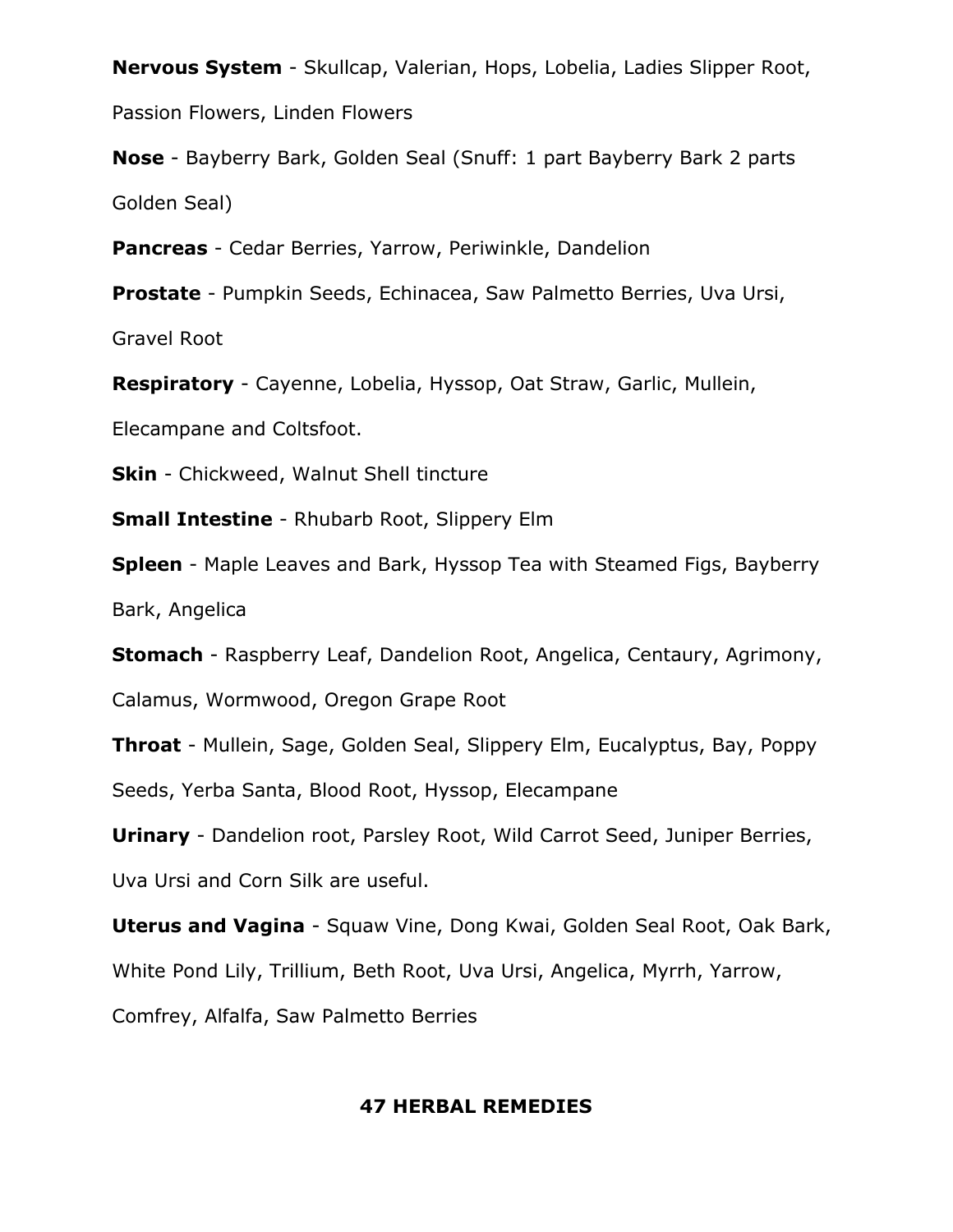**Nervous System** - Skullcap, Valerian, Hops, Lobelia, Ladies Slipper Root, Passion Flowers, Linden Flowers

**Nose** - Bayberry Bark, Golden Seal (Snuff: 1 part Bayberry Bark 2 parts Golden Seal)

**Pancreas** - Cedar Berries, Yarrow, Periwinkle, Dandelion

**Prostate** - Pumpkin Seeds, Echinacea, Saw Palmetto Berries, Uva Ursi, Gravel Root

**Respiratory** - Cayenne, Lobelia, Hyssop, Oat Straw, Garlic, Mullein, Elecampane and Coltsfoot.

**Skin** - Chickweed, Walnut Shell tincture

**Small Intestine** - Rhubarb Root, Slippery Elm

**Spleen** - Maple Leaves and Bark, Hyssop Tea with Steamed Figs, Bayberry Bark, Angelica

**Stomach** - Raspberry Leaf, Dandelion Root, Angelica, Centaury, Agrimony, Calamus, Wormwood, Oregon Grape Root

**Throat** - Mullein, Sage, Golden Seal, Slippery Elm, Eucalyptus, Bay, Poppy Seeds, Yerba Santa, Blood Root, Hyssop, Elecampane

**Urinary** - Dandelion root, Parsley Root, Wild Carrot Seed, Juniper Berries, Uva Ursi and Corn Silk are useful.

**Uterus and Vagina** - Squaw Vine, Dong Kwai, Golden Seal Root, Oak Bark, White Pond Lily, Trillium, Beth Root, Uva Ursi, Angelica, Myrrh, Yarrow, Comfrey, Alfalfa, Saw Palmetto Berries

## 47 HERBAL REMEDIES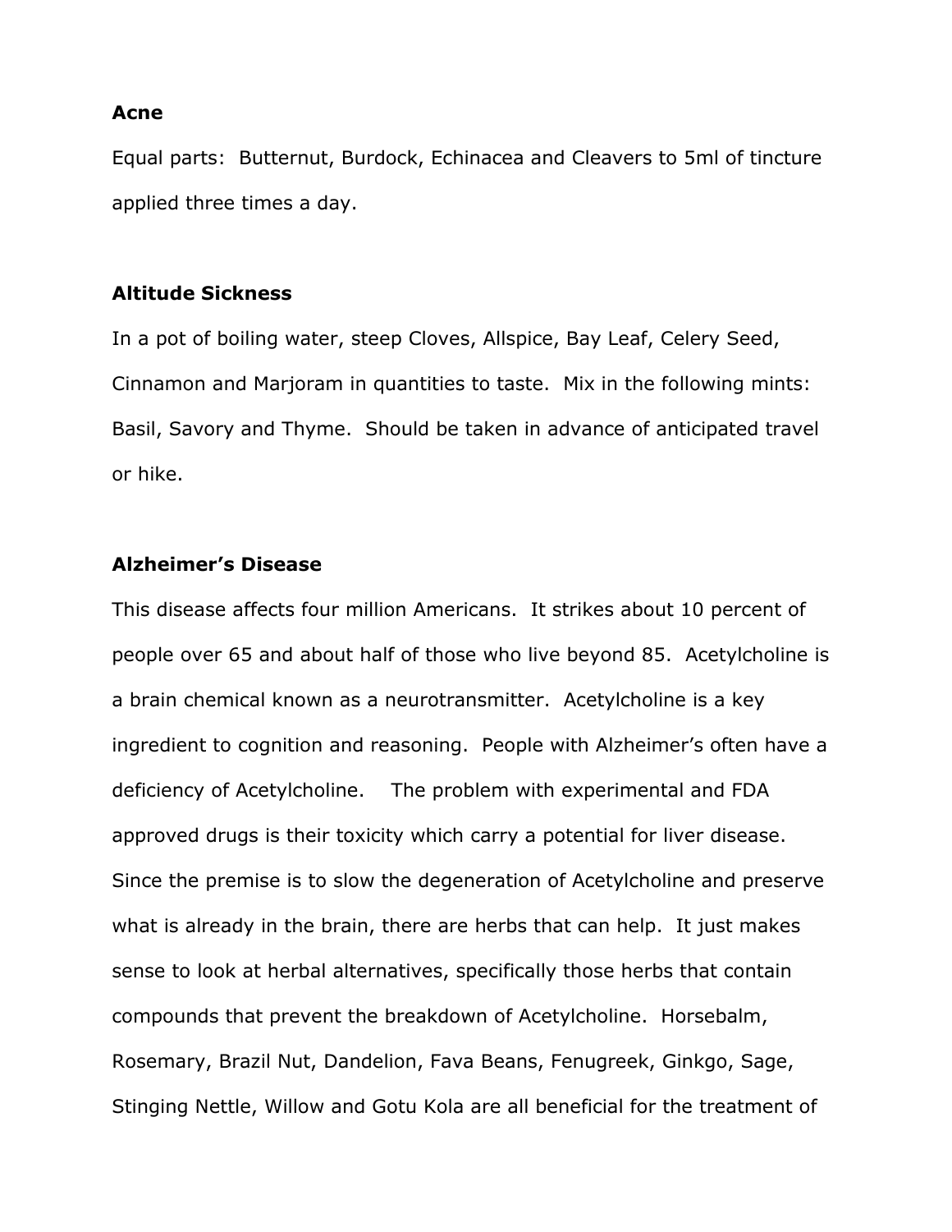**Acne**

Equal parts: Butternut, Burdock, Echinacea and Cleavers to 5ml of tincture applied three times a day.

**Altitude Sickness**

In a pot of boiling water, steep Cloves, Allspice, Bay Leaf, Celery Seed, Cinnamon and Marjoram in quantities to taste. Mix in the following mints: Basil, Savory and Thyme. Should be taken in advance of anticipated travel or hike.

**Alzheimer's Disease**

This disease affects four million Americans. It strikes about 10 percent of people over 65 and about half of those who live beyond 85. Acetylcholine is a brain chemical known as a neurotransmitter. Acetylcholine is a key ingredient to cognition and reasoning. People with Alzheimer's often have a deficiency of Acetylcholine. The problem with experimental and FDA approved drugs is their toxicity which carry a potential for liver disease. Since the premise is to slow the degeneration of Acetylcholine and preserve what is already in the brain, there are herbs that can help. It just makes sense to look at herbal alternatives, specifically those herbs that contain compounds that prevent the breakdown of Acetylcholine. Horsebalm, Rosemary, Brazil Nut, Dandelion, Fava Beans, Fenugreek, Ginkgo, Sage, Stinging Nettle, Willow and Gotu Kola are all beneficial for the treatment of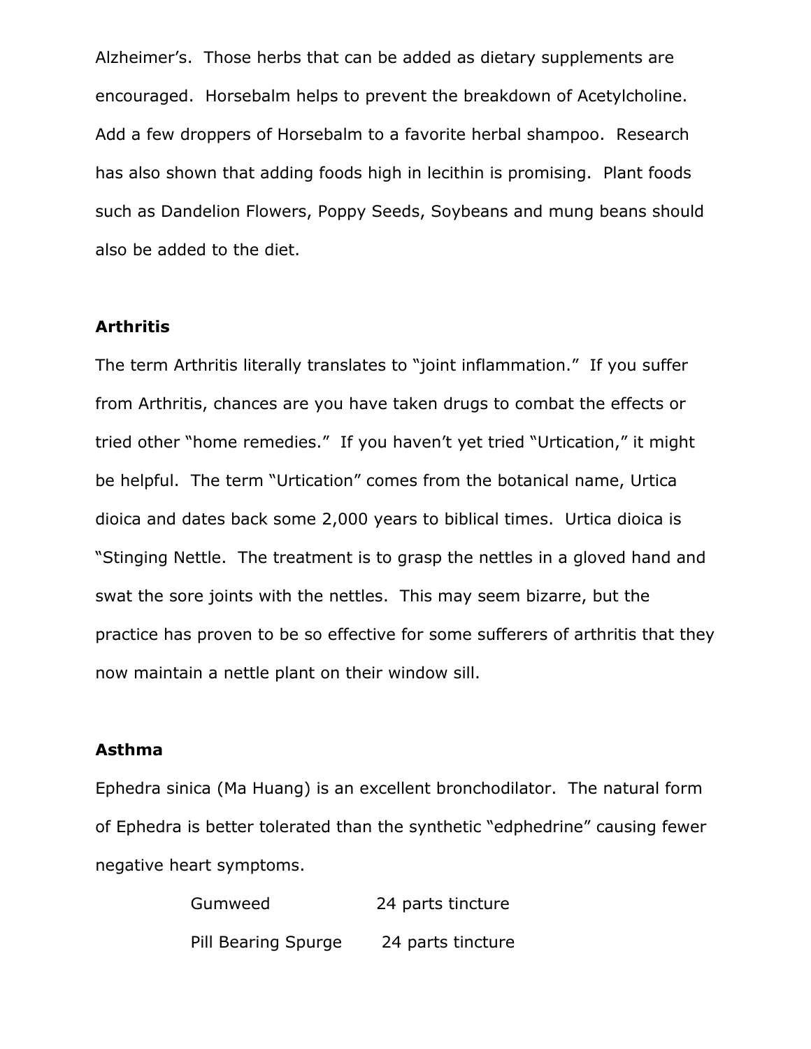Alzheimer's. Those herbs that can be added as dietary supplements are encouraged. Horsebalm helps to prevent the breakdown of Acetylcholine. Add a few droppers of Horsebalm to a favorite herbal shampoo. Research has also shown that adding foods high in lecithin is promising. Plant foods such as Dandelion Flowers, Poppy Seeds, Soybeans and mung beans should also be added to the diet.

**Arthritis**

The term Arthritis literally translates to "joint inflammation." If you suffer from Arthritis, chances are you have taken drugs to combat the effects or tried other "home remedies." If you haven't yet tried "Urtication," it might be helpful. The term "Urtication" comes from the botanical name, Urtica dioica and dates back some 2,000 years to biblical times. Urtica dioica is "Stinging Nettle. The treatment is to grasp the nettles in a gloved hand and swat the sore joints with the nettles. This may seem bizarre, but the practice has proven to be so effective for some sufferers of arthritis that they now maintain a nettle plant on their window sill.

**Asthma**

Ephedra sinica (Ma Huang) is an excellent bronchodilator. The natural form of Ephedra is better tolerated than the synthetic "edphedrine" causing fewer negative heart symptoms.

| | |
|---|---|
| Gumweed | 24 parts tincture |
| Pill Bearing Spurge | 24 parts tincture |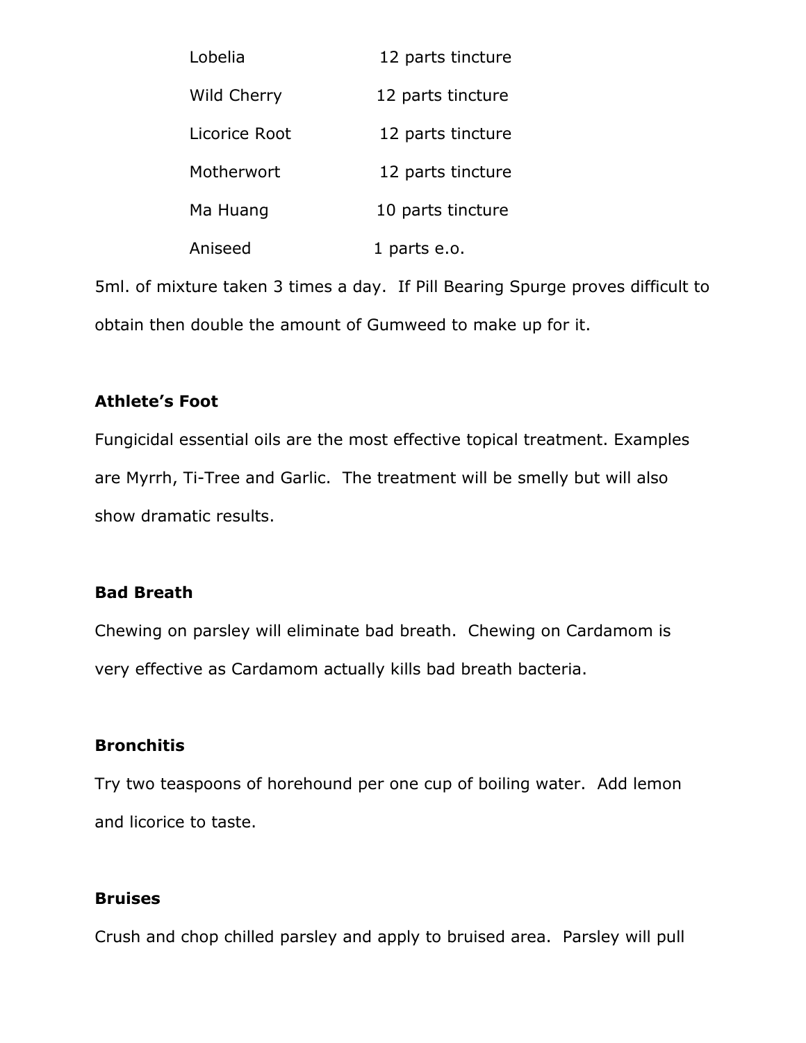| | |
|---|---|
| Lobelia | 12 parts tincture |
| Wild Cherry | 12 parts tincture |
| Licorice Root | 12 parts tincture |
| Motherwort | 12 parts tincture |
| Ma Huang | 10 parts tincture |
| Aniseed | 1 parts e.o. |

5ml. of mixture taken 3 times a day. If Pill Bearing Spurge proves difficult to obtain then double the amount of Gumweed to make up for it.

**Athlete's Foot**

Fungicidal essential oils are the most effective topical treatment. Examples are Myrrh, Ti-Tree and Garlic. The treatment will be smelly but will also show dramatic results.

**Bad Breath**

Chewing on parsley will eliminate bad breath. Chewing on Cardamom is very effective as Cardamom actually kills bad breath bacteria.

**Bronchitis**

Try two teaspoons of horehound per one cup of boiling water. Add lemon and licorice to taste.

**Bruises**

Crush and chop chilled parsley and apply to bruised area. Parsley will pull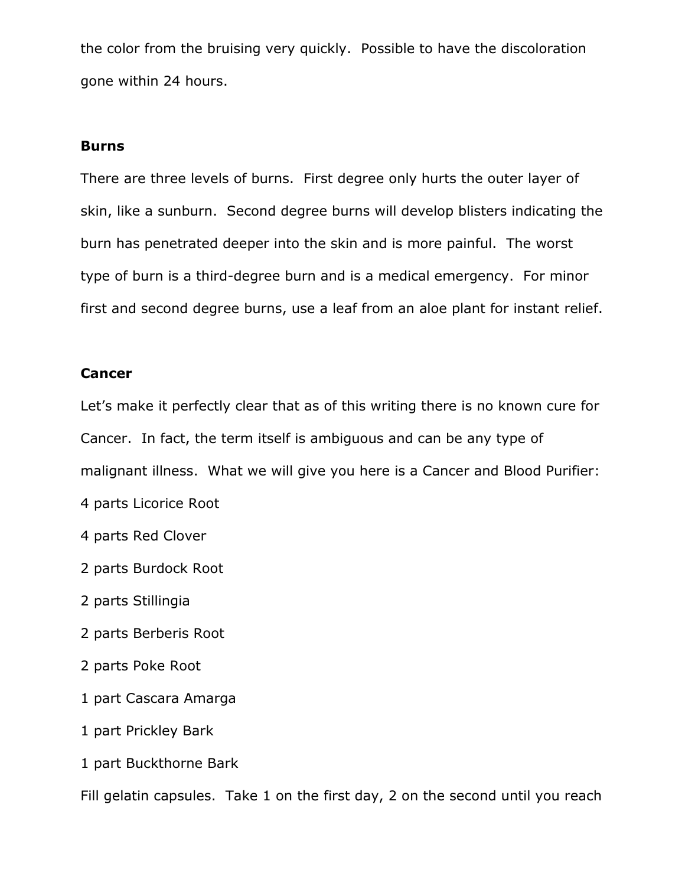the color from the bruising very quickly. Possible to have the discoloration gone within 24 hours.

**Burns**

There are three levels of burns. First degree only hurts the outer layer of skin, like a sunburn. Second degree burns will develop blisters indicating the burn has penetrated deeper into the skin and is more painful. The worst type of burn is a third-degree burn and is a medical emergency. For minor first and second degree burns, use a leaf from an aloe plant for instant relief.

**Cancer**

Let's make it perfectly clear that as of this writing there is no known cure for Cancer. In fact, the term itself is ambiguous and can be any type of malignant illness. What we will give you here is a Cancer and Blood Purifier:

4 parts Licorice Root

4 parts Red Clover

2 parts Burdock Root

2 parts Stillingia

2 parts Berberis Root

2 parts Poke Root

1 part Cascara Amarga

1 part Prickley Bark

1 part Buckthorne Bark

Fill gelatin capsules. Take 1 on the first day, 2 on the second until you reach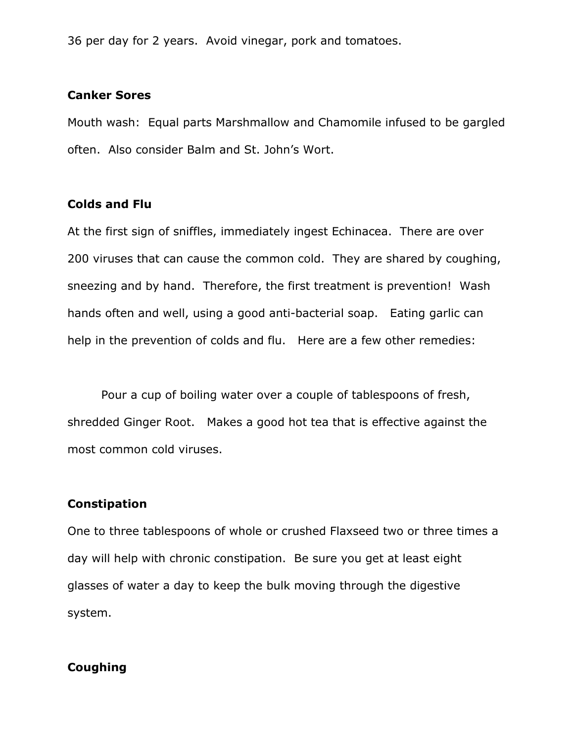36 per day for 2 years. Avoid vinegar, pork and tomatoes.

**Canker Sores**

Mouth wash: Equal parts Marshmallow and Chamomile infused to be gargled often. Also consider Balm and St. John's Wort.

**Colds and Flu**

At the first sign of sniffles, immediately ingest Echinacea. There are over 200 viruses that can cause the common cold. They are shared by coughing, sneezing and by hand. Therefore, the first treatment is prevention! Wash hands often and well, using a good anti-bacterial soap. Eating garlic can help in the prevention of colds and flu. Here are a few other remedies:

Pour a cup of boiling water over a couple of tablespoons of fresh, shredded Ginger Root. Makes a good hot tea that is effective against the most common cold viruses.

**Constipation**

One to three tablespoons of whole or crushed Flaxseed two or three times a day will help with chronic constipation. Be sure you get at least eight glasses of water a day to keep the bulk moving through the digestive system.

**Coughing**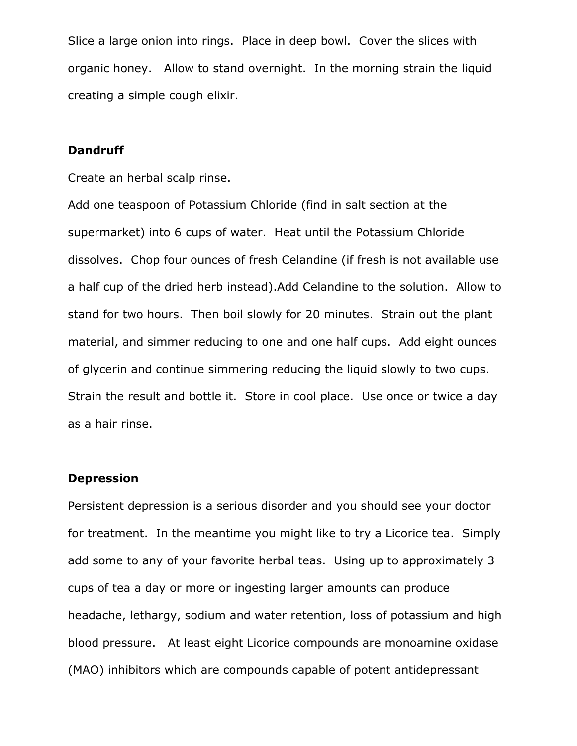Slice a large onion into rings. Place in deep bowl. Cover the slices with organic honey. Allow to stand overnight. In the morning strain the liquid creating a simple cough elixir.

**Dandruff**

Create an herbal scalp rinse.

Add one teaspoon of Potassium Chloride (find in salt section at the supermarket) into 6 cups of water. Heat until the Potassium Chloride dissolves. Chop four ounces of fresh Celandine (if fresh is not available use a half cup of the dried herb instead).Add Celandine to the solution. Allow to stand for two hours. Then boil slowly for 20 minutes. Strain out the plant material, and simmer reducing to one and one half cups. Add eight ounces of glycerin and continue simmering reducing the liquid slowly to two cups. Strain the result and bottle it. Store in cool place. Use once or twice a day as a hair rinse.

**Depression**

Persistent depression is a serious disorder and you should see your doctor for treatment. In the meantime you might like to try a Licorice tea. Simply add some to any of your favorite herbal teas. Using up to approximately 3 cups of tea a day or more or ingesting larger amounts can produce headache, lethargy, sodium and water retention, loss of potassium and high blood pressure. At least eight Licorice compounds are monoamine oxidase (MAO) inhibitors which are compounds capable of potent antidepressant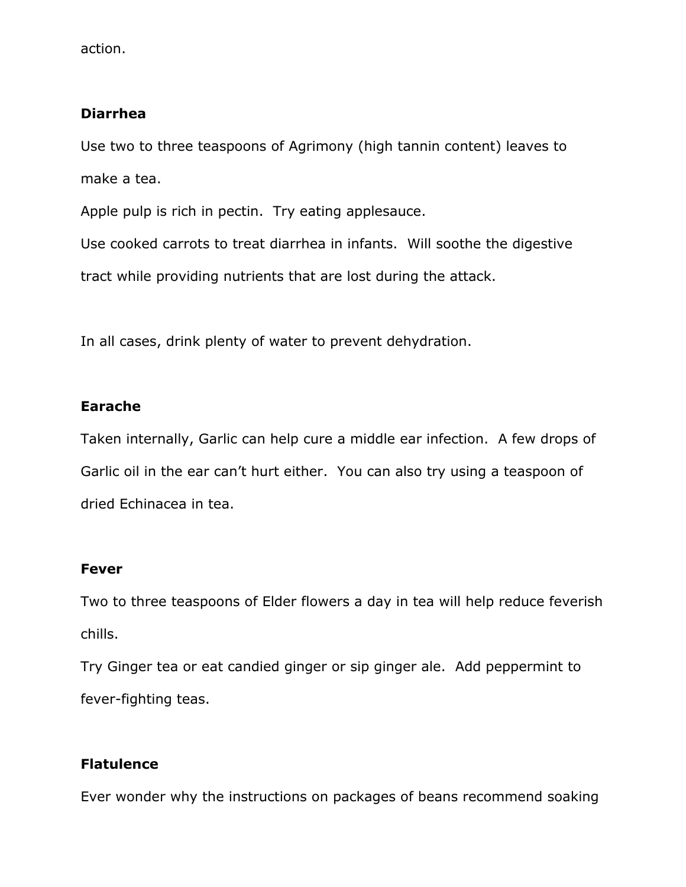action.

**Diarrhea**

Use two to three teaspoons of Agrimony (high tannin content) leaves to make a tea.

Apple pulp is rich in pectin.  Try eating applesauce.

Use cooked carrots to treat diarrhea in infants.  Will soothe the digestive tract while providing nutrients that are lost during the attack.

In all cases, drink plenty of water to prevent dehydration.

**Earache**

Taken internally, Garlic can help cure a middle ear infection.  A few drops of Garlic oil in the ear can't hurt either.  You can also try using a teaspoon of dried Echinacea in tea.

**Fever**

Two to three teaspoons of Elder flowers a day in tea will help reduce feverish chills.

Try Ginger tea or eat candied ginger or sip ginger ale.  Add peppermint to fever-fighting teas.

**Flatulence**

Ever wonder why the instructions on packages of beans recommend soaking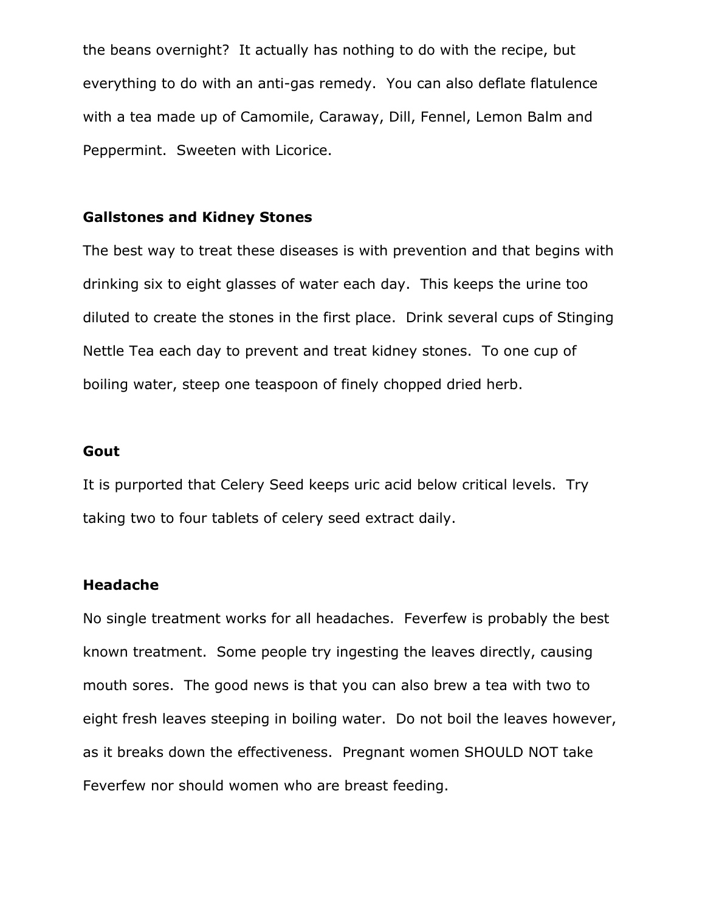the beans overnight? It actually has nothing to do with the recipe, but everything to do with an anti-gas remedy. You can also deflate flatulence with a tea made up of Camomile, Caraway, Dill, Fennel, Lemon Balm and Peppermint. Sweeten with Licorice.

**Gallstones and Kidney Stones**

The best way to treat these diseases is with prevention and that begins with drinking six to eight glasses of water each day. This keeps the urine too diluted to create the stones in the first place. Drink several cups of Stinging Nettle Tea each day to prevent and treat kidney stones. To one cup of boiling water, steep one teaspoon of finely chopped dried herb.

**Gout**

It is purported that Celery Seed keeps uric acid below critical levels. Try taking two to four tablets of celery seed extract daily.

**Headache**

No single treatment works for all headaches. Feverfew is probably the best known treatment. Some people try ingesting the leaves directly, causing mouth sores. The good news is that you can also brew a tea with two to eight fresh leaves steeping in boiling water. Do not boil the leaves however, as it breaks down the effectiveness. Pregnant women SHOULD NOT take Feverfew nor should women who are breast feeding.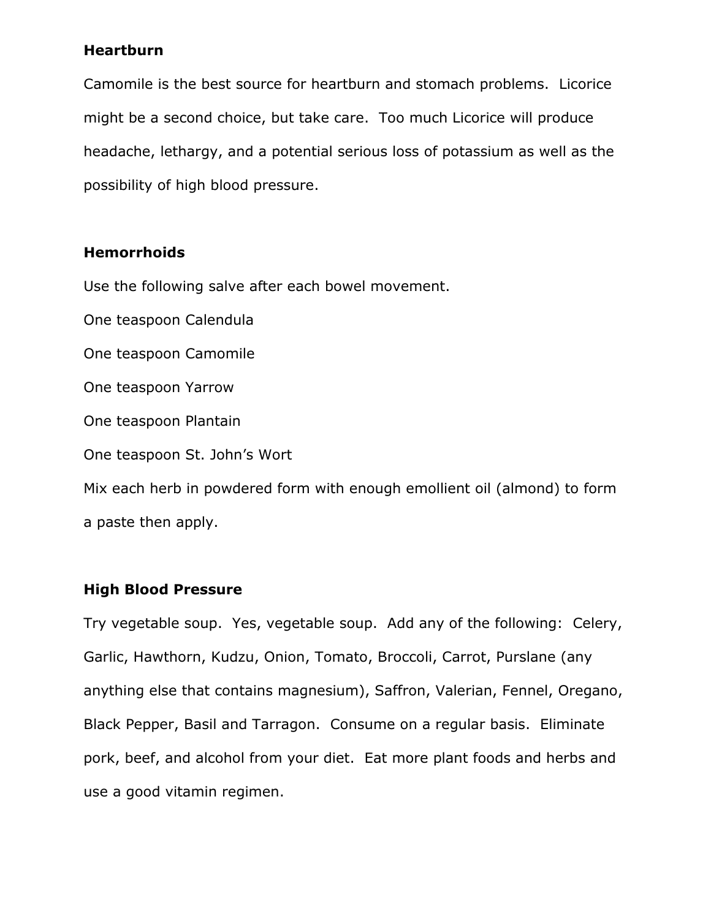**Heartburn**

Camomile is the best source for heartburn and stomach problems. Licorice might be a second choice, but take care. Too much Licorice will produce headache, lethargy, and a potential serious loss of potassium as well as the possibility of high blood pressure.

**Hemorrhoids**

Use the following salve after each bowel movement.

One teaspoon Calendula

One teaspoon Camomile

One teaspoon Yarrow

One teaspoon Plantain

One teaspoon St. John's Wort

Mix each herb in powdered form with enough emollient oil (almond) to form a paste then apply.

**High Blood Pressure**

Try vegetable soup. Yes, vegetable soup. Add any of the following: Celery, Garlic, Hawthorn, Kudzu, Onion, Tomato, Broccoli, Carrot, Purslane (any anything else that contains magnesium), Saffron, Valerian, Fennel, Oregano, Black Pepper, Basil and Tarragon. Consume on a regular basis. Eliminate pork, beef, and alcohol from your diet. Eat more plant foods and herbs and use a good vitamin regimen.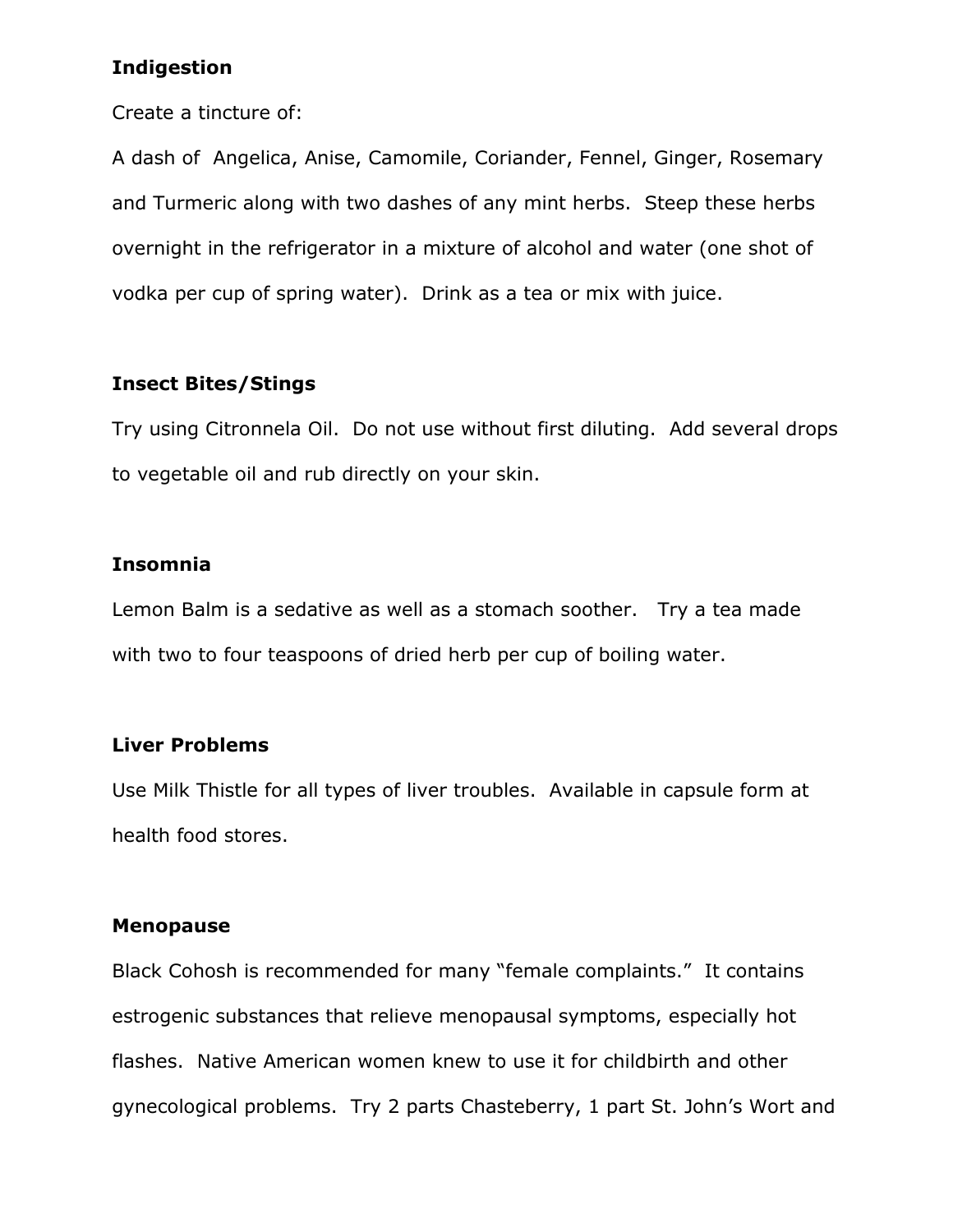**Indigestion**

Create a tincture of:

A dash of Angelica, Anise, Camomile, Coriander, Fennel, Ginger, Rosemary and Turmeric along with two dashes of any mint herbs. Steep these herbs overnight in the refrigerator in a mixture of alcohol and water (one shot of vodka per cup of spring water). Drink as a tea or mix with juice.

**Insect Bites/Stings**

Try using Citronnela Oil. Do not use without first diluting. Add several drops to vegetable oil and rub directly on your skin.

**Insomnia**

Lemon Balm is a sedative as well as a stomach soother. Try a tea made with two to four teaspoons of dried herb per cup of boiling water.

**Liver Problems**

Use Milk Thistle for all types of liver troubles. Available in capsule form at health food stores.

**Menopause**

Black Cohosh is recommended for many "female complaints." It contains estrogenic substances that relieve menopausal symptoms, especially hot flashes. Native American women knew to use it for childbirth and other gynecological problems. Try 2 parts Chasteberry, 1 part St. John's Wort and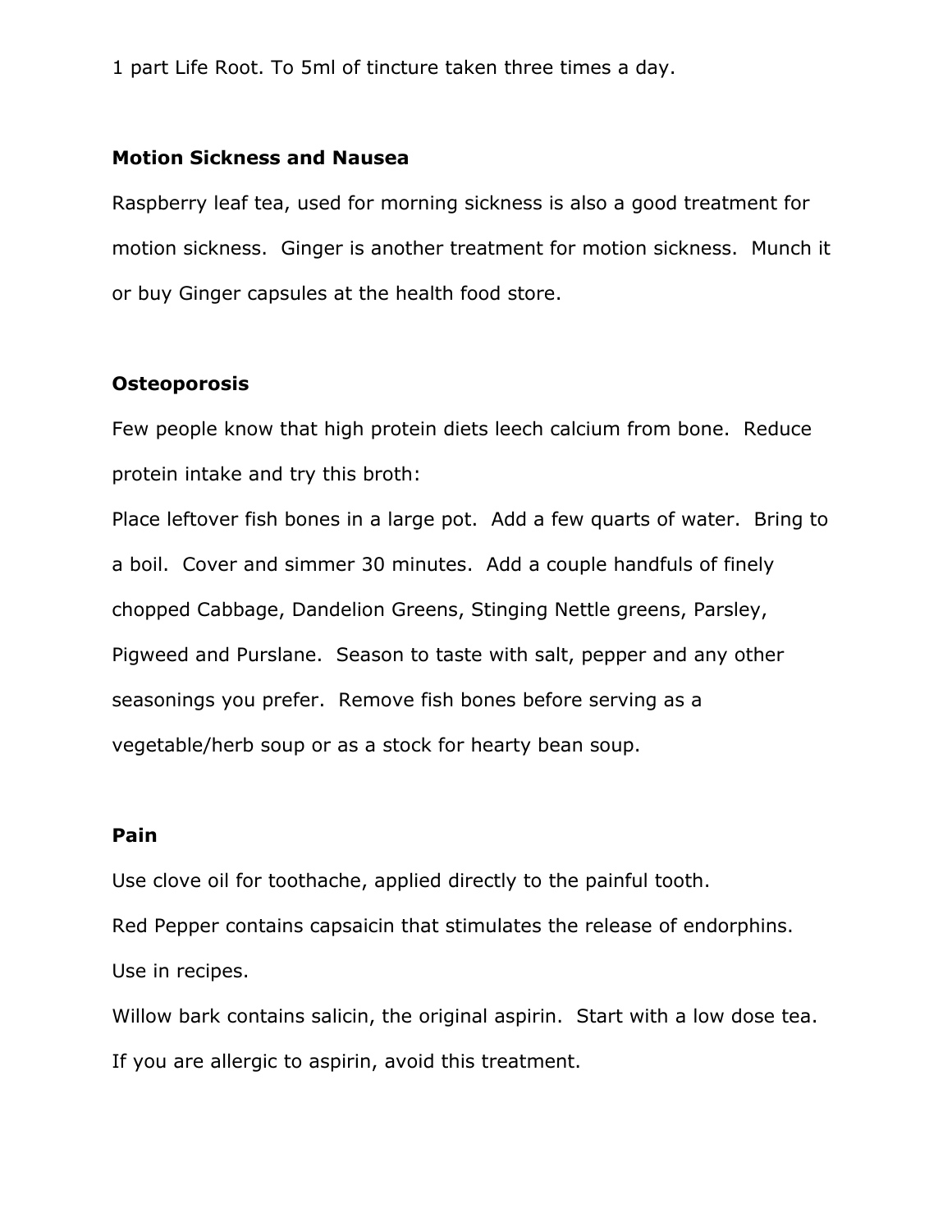1 part Life Root. To 5ml of tincture taken three times a day.

**Motion Sickness and Nausea**

Raspberry leaf tea, used for morning sickness is also a good treatment for motion sickness.  Ginger is another treatment for motion sickness.  Munch it or buy Ginger capsules at the health food store.

**Osteoporosis**

Few people know that high protein diets leech calcium from bone.  Reduce protein intake and try this broth:

Place leftover fish bones in a large pot.  Add a few quarts of water.  Bring to a boil.  Cover and simmer 30 minutes.  Add a couple handfuls of finely chopped Cabbage, Dandelion Greens, Stinging Nettle greens, Parsley, Pigweed and Purslane.  Season to taste with salt, pepper and any other seasonings you prefer.  Remove fish bones before serving as a vegetable/herb soup or as a stock for hearty bean soup.

**Pain**

Use clove oil for toothache, applied directly to the painful tooth.

Red Pepper contains capsaicin that stimulates the release of endorphins. Use in recipes.

Willow bark contains salicin, the original aspirin.  Start with a low dose tea. If you are allergic to aspirin, avoid this treatment.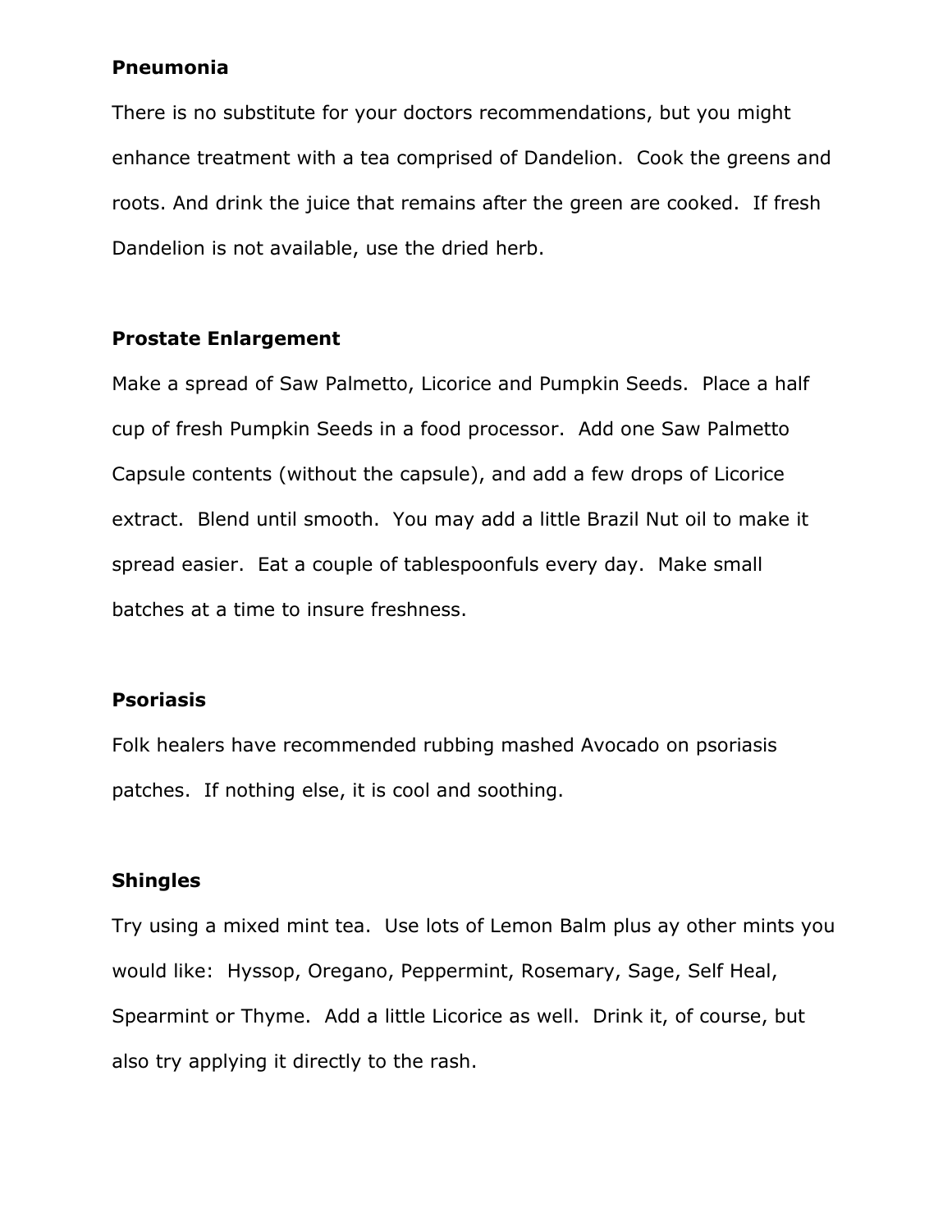**Pneumonia**

There is no substitute for your doctors recommendations, but you might enhance treatment with a tea comprised of Dandelion. Cook the greens and roots. And drink the juice that remains after the green are cooked. If fresh Dandelion is not available, use the dried herb.

**Prostate Enlargement**

Make a spread of Saw Palmetto, Licorice and Pumpkin Seeds. Place a half cup of fresh Pumpkin Seeds in a food processor. Add one Saw Palmetto Capsule contents (without the capsule), and add a few drops of Licorice extract. Blend until smooth. You may add a little Brazil Nut oil to make it spread easier. Eat a couple of tablespoonfuls every day. Make small batches at a time to insure freshness.

**Psoriasis**

Folk healers have recommended rubbing mashed Avocado on psoriasis patches. If nothing else, it is cool and soothing.

**Shingles**

Try using a mixed mint tea. Use lots of Lemon Balm plus ay other mints you would like: Hyssop, Oregano, Peppermint, Rosemary, Sage, Self Heal, Spearmint or Thyme. Add a little Licorice as well. Drink it, of course, but also try applying it directly to the rash.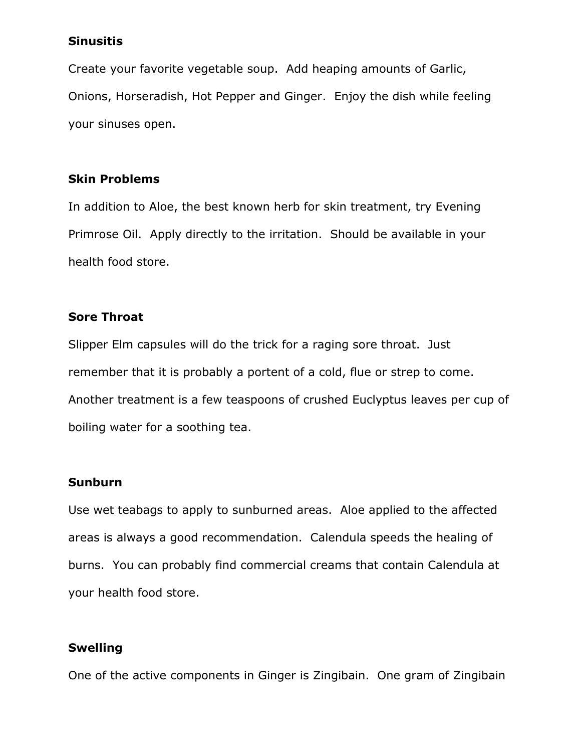**Sinusitis**

Create your favorite vegetable soup. Add heaping amounts of Garlic, Onions, Horseradish, Hot Pepper and Ginger. Enjoy the dish while feeling your sinuses open.

**Skin Problems**

In addition to Aloe, the best known herb for skin treatment, try Evening Primrose Oil. Apply directly to the irritation. Should be available in your health food store.

**Sore Throat**

Slipper Elm capsules will do the trick for a raging sore throat. Just remember that it is probably a portent of a cold, flue or strep to come. Another treatment is a few teaspoons of crushed Euclyptus leaves per cup of boiling water for a soothing tea.

**Sunburn**

Use wet teabags to apply to sunburned areas. Aloe applied to the affected areas is always a good recommendation. Calendula speeds the healing of burns. You can probably find commercial creams that contain Calendula at your health food store.

**Swelling**

One of the active components in Ginger is Zingibain. One gram of Zingibain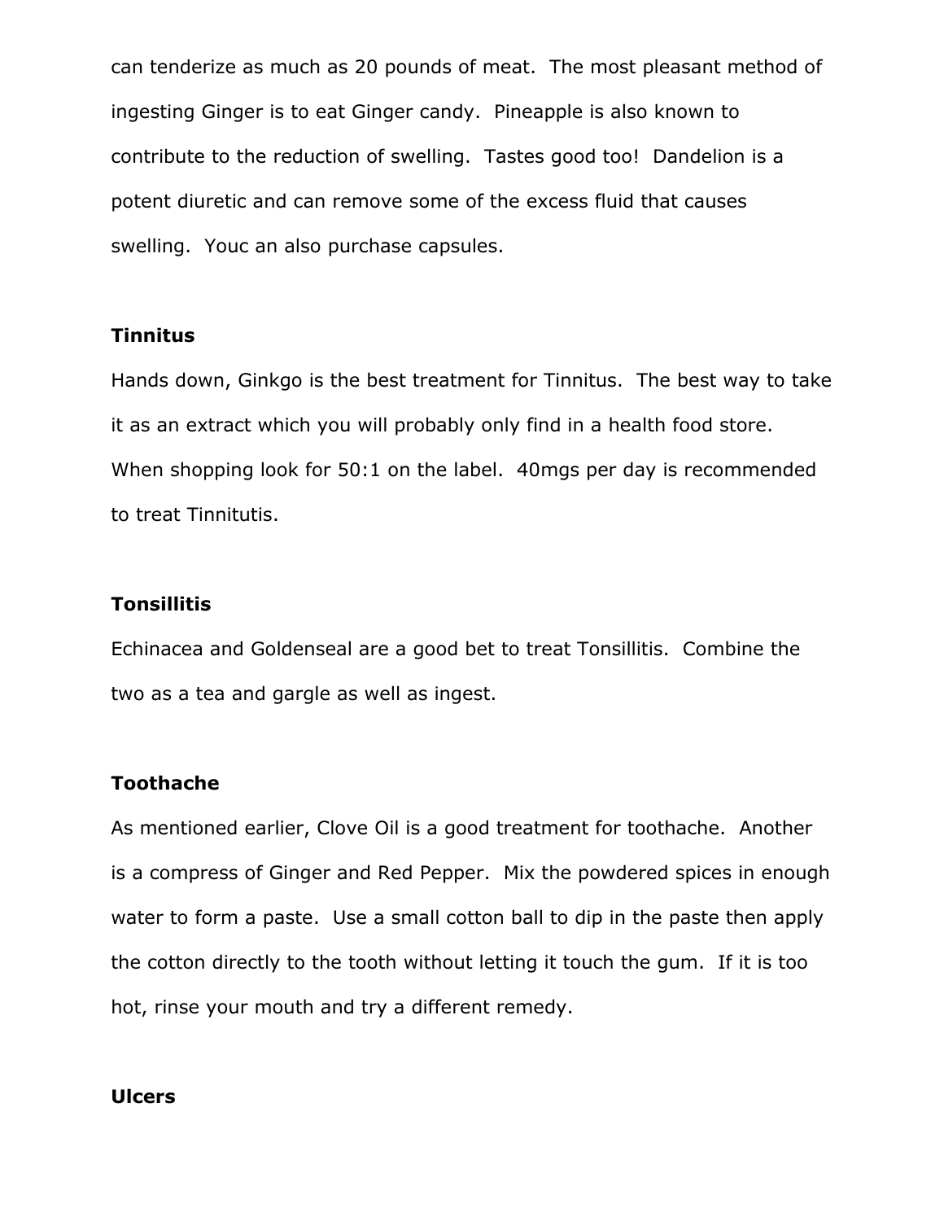can tenderize as much as 20 pounds of meat. The most pleasant method of ingesting Ginger is to eat Ginger candy. Pineapple is also known to contribute to the reduction of swelling. Tastes good too! Dandelion is a potent diuretic and can remove some of the excess fluid that causes swelling. Youc an also purchase capsules.

**Tinnitus**

Hands down, Ginkgo is the best treatment for Tinnitus. The best way to take it as an extract which you will probably only find in a health food store. When shopping look for 50:1 on the label. 40mgs per day is recommended to treat Tinnitutis.

**Tonsillitis**

Echinacea and Goldenseal are a good bet to treat Tonsillitis. Combine the two as a tea and gargle as well as ingest.

**Toothache**

As mentioned earlier, Clove Oil is a good treatment for toothache. Another is a compress of Ginger and Red Pepper. Mix the powdered spices in enough water to form a paste. Use a small cotton ball to dip in the paste then apply the cotton directly to the tooth without letting it touch the gum. If it is too hot, rinse your mouth and try a different remedy.

**Ulcers**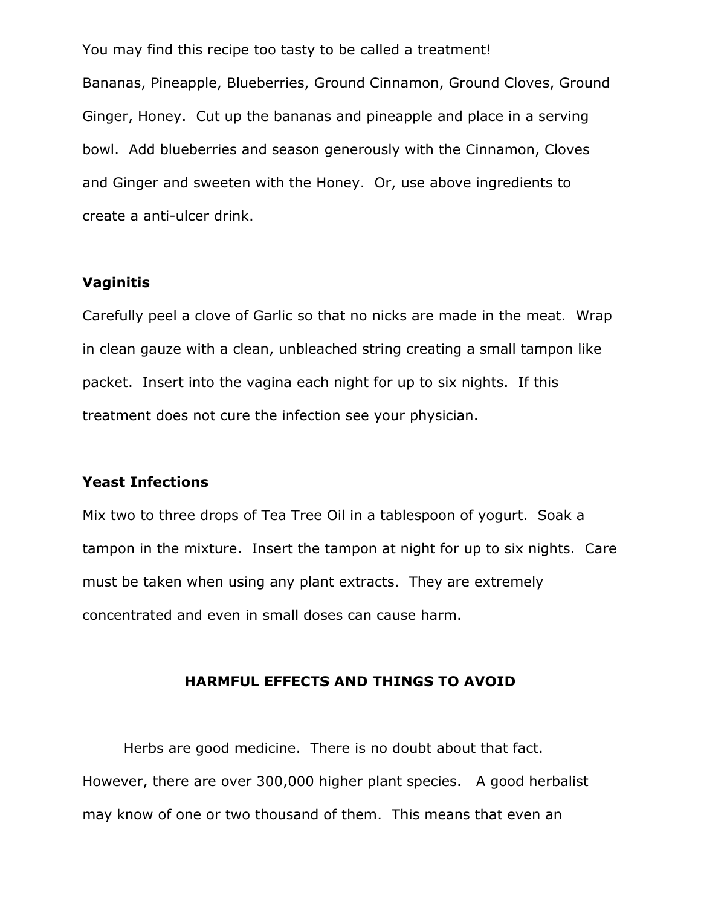You may find this recipe too tasty to be called a treatment!

Bananas, Pineapple, Blueberries, Ground Cinnamon, Ground Cloves, Ground Ginger, Honey.  Cut up the bananas and pineapple and place in a serving bowl.  Add blueberries and season generously with the Cinnamon, Cloves and Ginger and sweeten with the Honey.  Or, use above ingredients to create a anti-ulcer drink.

**Vaginitis**

Carefully peel a clove of Garlic so that no nicks are made in the meat.  Wrap in clean gauze with a clean, unbleached string creating a small tampon like packet.  Insert into the vagina each night for up to six nights.  If this treatment does not cure the infection see your physician.

**Yeast Infections**

Mix two to three drops of Tea Tree Oil in a tablespoon of yogurt.  Soak a tampon in the mixture.  Insert the tampon at night for up to six nights.  Care must be taken when using any plant extracts.  They are extremely concentrated and even in small doses can cause harm.

## HARMFUL EFFECTS AND THINGS TO AVOID

Herbs are good medicine.  There is no doubt about that fact.  However, there are over 300,000 higher plant species.   A good herbalist may know of one or two thousand of them.  This means that even an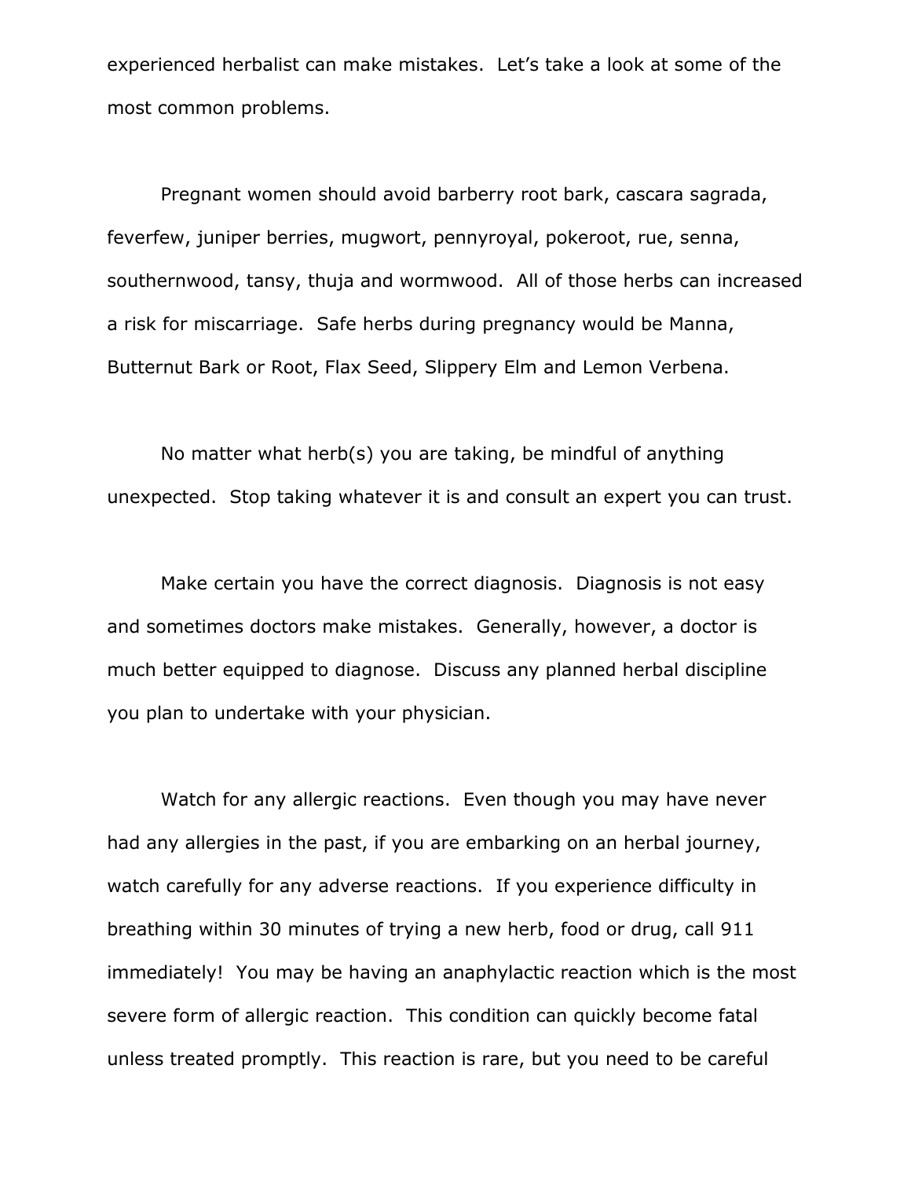experienced herbalist can make mistakes. Let's take a look at some of the most common problems.

Pregnant women should avoid barberry root bark, cascara sagrada, feverfew, juniper berries, mugwort, pennyroyal, pokeroot, rue, senna, southernwood, tansy, thuja and wormwood. All of those herbs can increased a risk for miscarriage. Safe herbs during pregnancy would be Manna, Butternut Bark or Root, Flax Seed, Slippery Elm and Lemon Verbena.

No matter what herb(s) you are taking, be mindful of anything unexpected. Stop taking whatever it is and consult an expert you can trust.

Make certain you have the correct diagnosis. Diagnosis is not easy and sometimes doctors make mistakes. Generally, however, a doctor is much better equipped to diagnose. Discuss any planned herbal discipline you plan to undertake with your physician.

Watch for any allergic reactions. Even though you may have never had any allergies in the past, if you are embarking on an herbal journey, watch carefully for any adverse reactions. If you experience difficulty in breathing within 30 minutes of trying a new herb, food or drug, call 911 immediately! You may be having an anaphylactic reaction which is the most severe form of allergic reaction. This condition can quickly become fatal unless treated promptly. This reaction is rare, but you need to be careful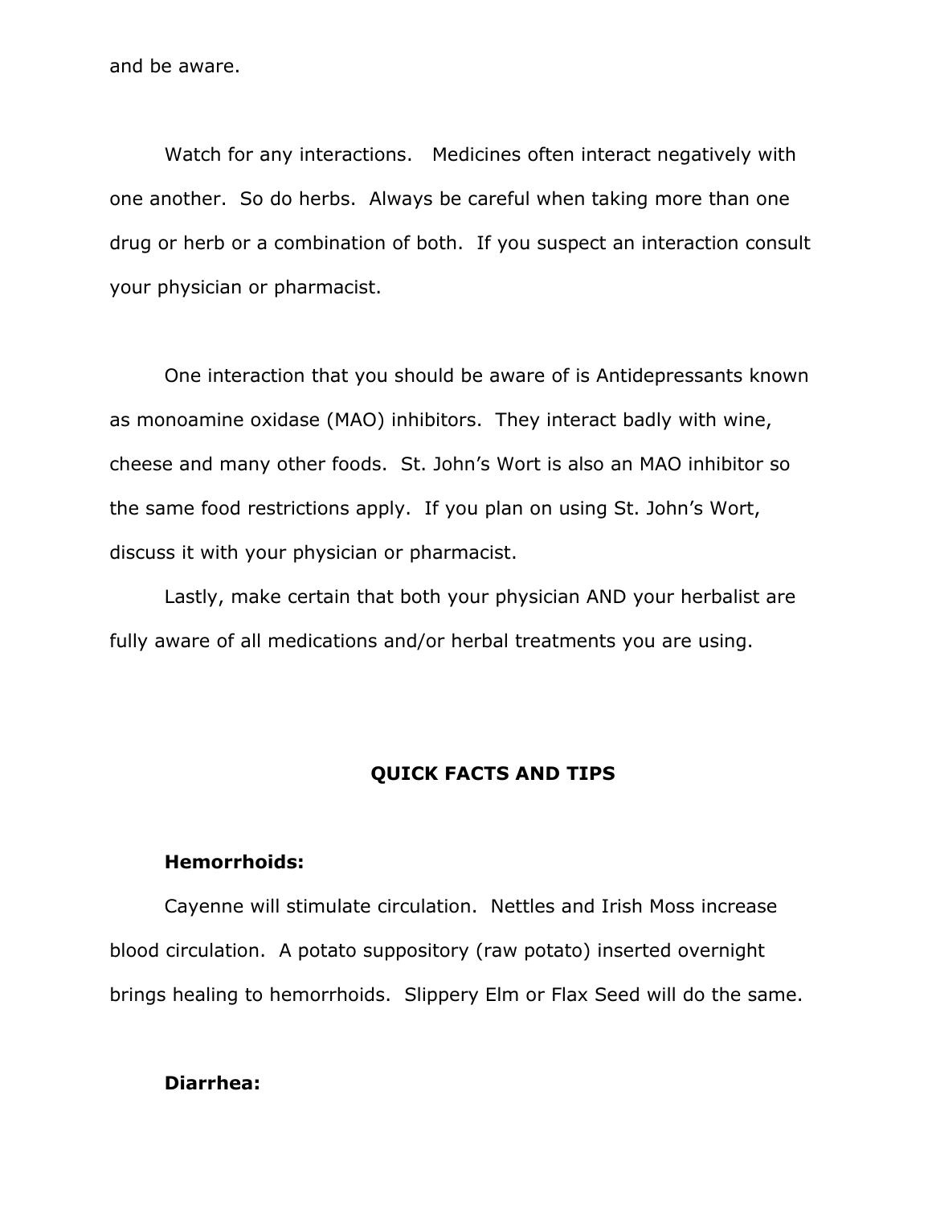and be aware.

Watch for any interactions. Medicines often interact negatively with one another. So do herbs. Always be careful when taking more than one drug or herb or a combination of both. If you suspect an interaction consult your physician or pharmacist.

One interaction that you should be aware of is Antidepressants known as monoamine oxidase (MAO) inhibitors. They interact badly with wine, cheese and many other foods. St. John's Wort is also an MAO inhibitor so the same food restrictions apply. If you plan on using St. John's Wort, discuss it with your physician or pharmacist.

Lastly, make certain that both your physician AND your herbalist are fully aware of all medications and/or herbal treatments you are using.

## QUICK FACTS AND TIPS

**Hemorrhoids:**

Cayenne will stimulate circulation. Nettles and Irish Moss increase blood circulation. A potato suppository (raw potato) inserted overnight brings healing to hemorrhoids. Slippery Elm or Flax Seed will do the same.

**Diarrhea:**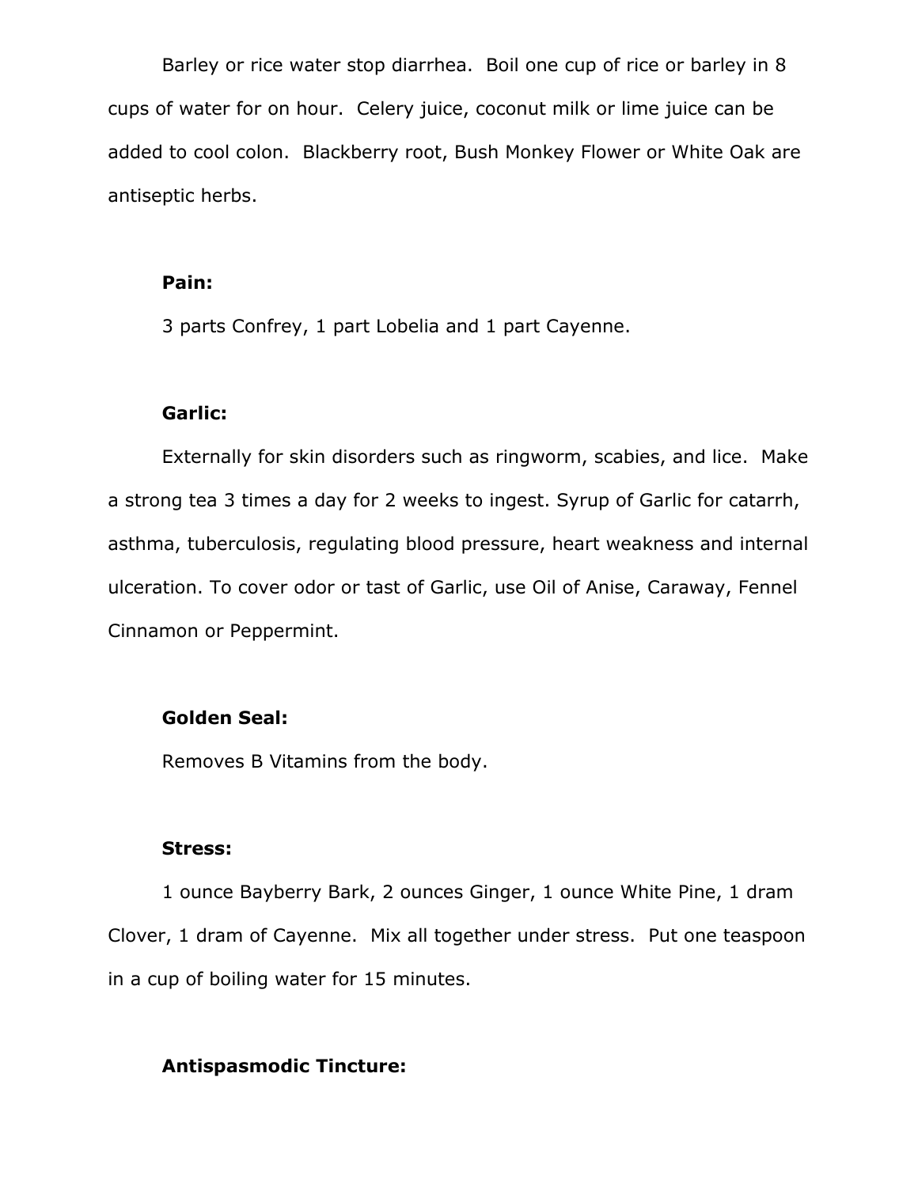Barley or rice water stop diarrhea. Boil one cup of rice or barley in 8 cups of water for on hour. Celery juice, coconut milk or lime juice can be added to cool colon. Blackberry root, Bush Monkey Flower or White Oak are antiseptic herbs.

**Pain:**

3 parts Confrey, 1 part Lobelia and 1 part Cayenne.

**Garlic:**

Externally for skin disorders such as ringworm, scabies, and lice. Make a strong tea 3 times a day for 2 weeks to ingest. Syrup of Garlic for catarrh, asthma, tuberculosis, regulating blood pressure, heart weakness and internal ulceration. To cover odor or tast of Garlic, use Oil of Anise, Caraway, Fennel Cinnamon or Peppermint.

**Golden Seal:**

Removes B Vitamins from the body.

**Stress:**

1 ounce Bayberry Bark, 2 ounces Ginger, 1 ounce White Pine, 1 dram Clover, 1 dram of Cayenne. Mix all together under stress. Put one teaspoon in a cup of boiling water for 15 minutes.

**Antispasmodic Tincture:**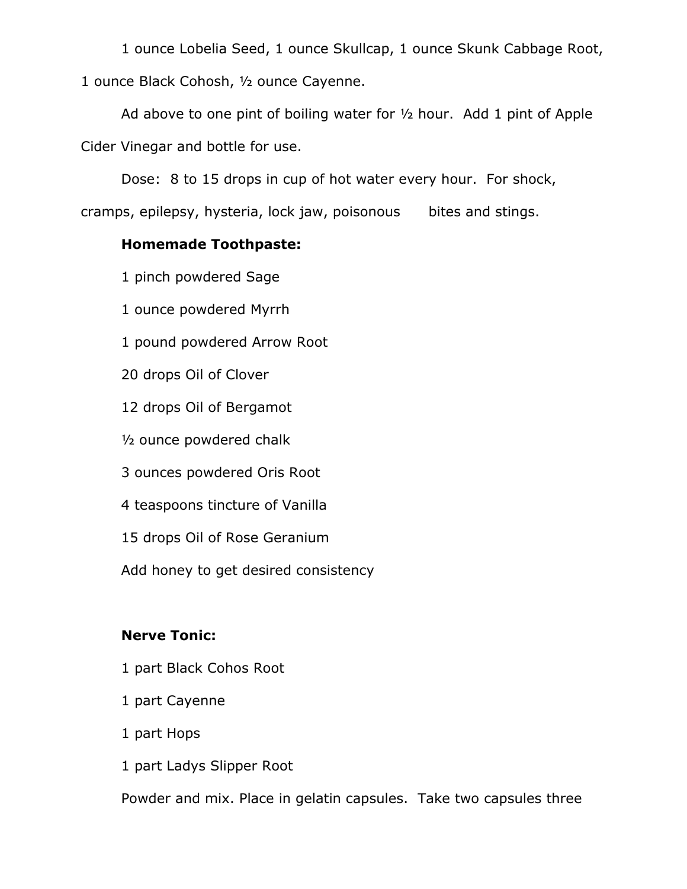1 ounce Lobelia Seed, 1 ounce Skullcap, 1 ounce Skunk Cabbage Root, 1 ounce Black Cohosh, ½ ounce Cayenne.

Ad above to one pint of boiling water for ½ hour. Add 1 pint of Apple Cider Vinegar and bottle for use.

Dose: 8 to 15 drops in cup of hot water every hour. For shock, cramps, epilepsy, hysteria, lock jaw, poisonous bites and stings.

**Homemade Toothpaste:**

1 pinch powdered Sage

1 ounce powdered Myrrh

1 pound powdered Arrow Root

20 drops Oil of Clover

12 drops Oil of Bergamot

½ ounce powdered chalk

3 ounces powdered Oris Root

4 teaspoons tincture of Vanilla

15 drops Oil of Rose Geranium

Add honey to get desired consistency

**Nerve Tonic:**

1 part Black Cohos Root

1 part Cayenne

1 part Hops

1 part Ladys Slipper Root

Powder and mix. Place in gelatin capsules. Take two capsules three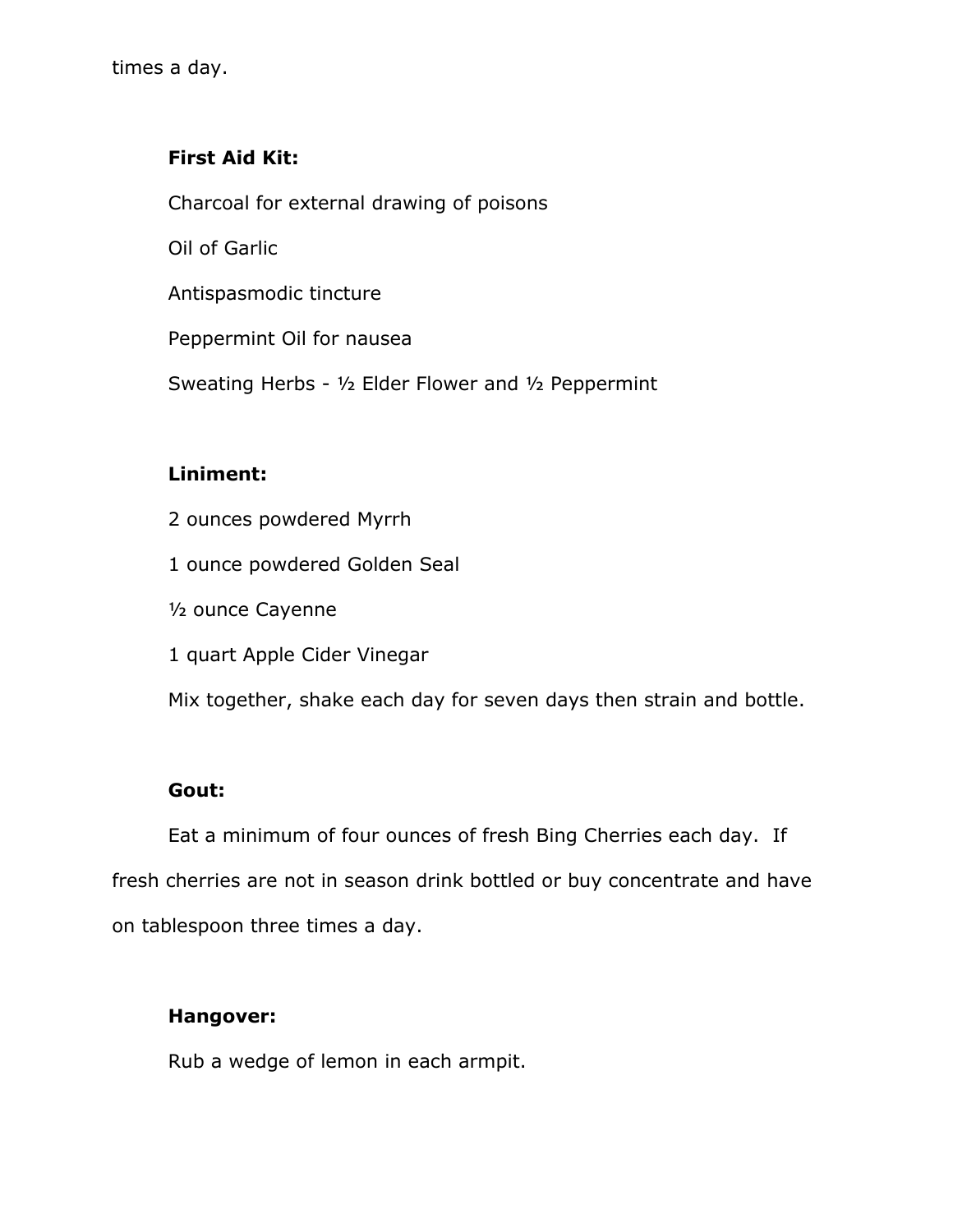times a day.

**First Aid Kit:**

Charcoal for external drawing of poisons

Oil of Garlic

Antispasmodic tincture

Peppermint Oil for nausea

Sweating Herbs - ½ Elder Flower and ½ Peppermint

**Liniment:**

2 ounces powdered Myrrh

1 ounce powdered Golden Seal

½ ounce Cayenne

1 quart Apple Cider Vinegar

Mix together, shake each day for seven days then strain and bottle.

**Gout:**

Eat a minimum of four ounces of fresh Bing Cherries each day. If fresh cherries are not in season drink bottled or buy concentrate and have on tablespoon three times a day.

**Hangover:**

Rub a wedge of lemon in each armpit.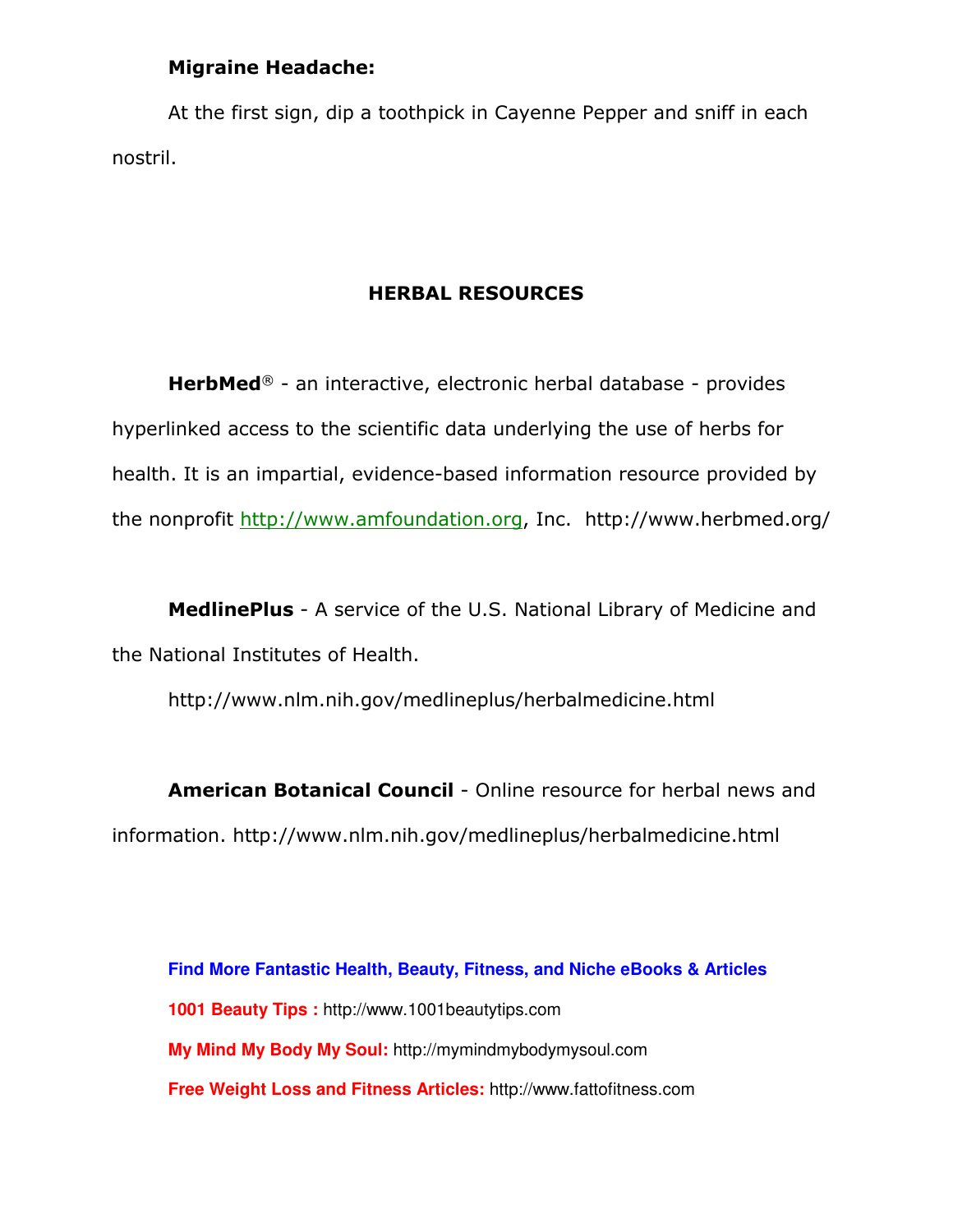**Migraine Headache:**

At the first sign, dip a toothpick in Cayenne Pepper and sniff in each nostril.

## HERBAL RESOURCES

**HerbMed**® - an interactive, electronic herbal database - provides hyperlinked access to the scientific data underlying the use of herbs for health. It is an impartial, evidence-based information resource provided by the nonprofit http://www.amfoundation.org, Inc. http://www.herbmed.org/

**MedlinePlus** - A service of the U.S. National Library of Medicine and the National Institutes of Health.

http://www.nlm.nih.gov/medlineplus/herbalmedicine.html

**American Botanical Council** - Online resource for herbal news and information. http://www.nlm.nih.gov/medlineplus/herbalmedicine.html

**Find More Fantastic Health, Beauty, Fitness, and Niche eBooks & Articles**

**1001 Beauty Tips :** http://www.1001beautytips.com

**My Mind My Body My Soul:** http://mymindmybodymysoul.com

**Free Weight Loss and Fitness Articles:** http://www.fattofitness.com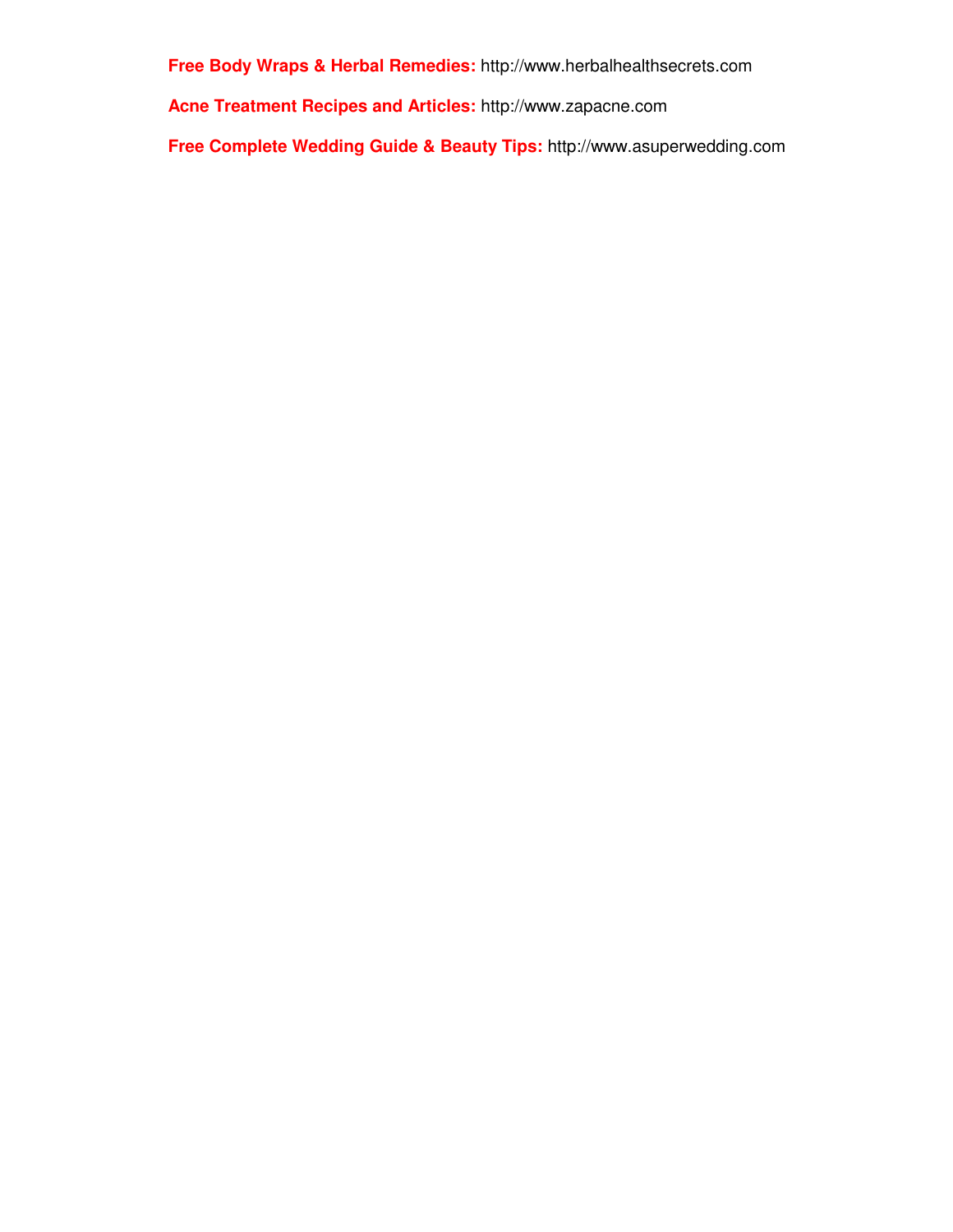**Free Body Wraps & Herbal Remedies:** http://www.herbalhealthsecrets.com

**Acne Treatment Recipes and Articles:** http://www.zapacne.com

**Free Complete Wedding Guide & Beauty Tips:** http://www.asuperwedding.com